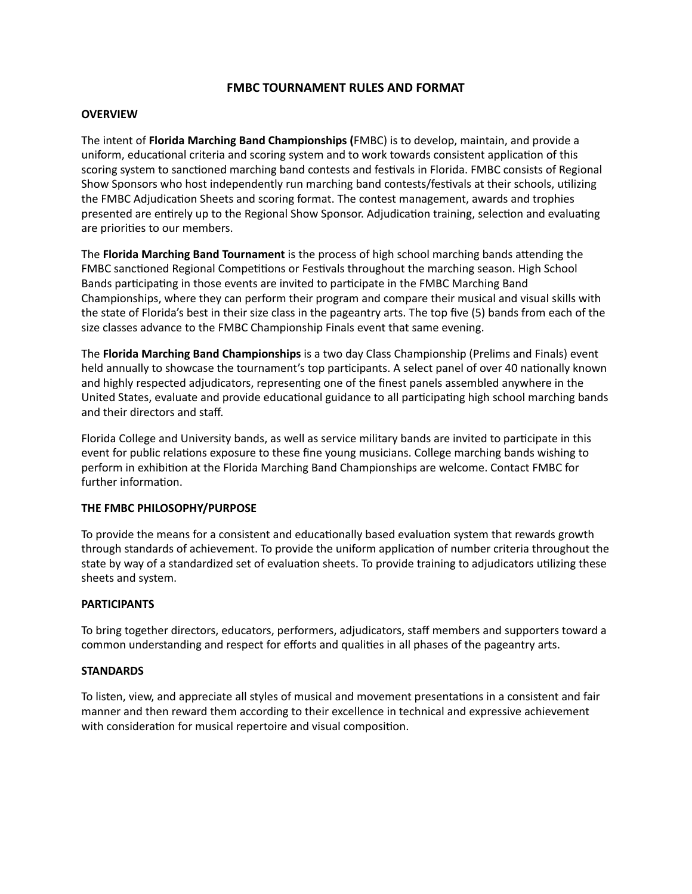# FMBC TOURNAMENT RULES AND FORMAT

## OVERVIEW

The intent of **Florida Marching Band Championships (**FMBC) is to develop, maintain, and provide a uniform, educational criteria and scoring system and to work towards consistent application of this scoring system to sanctioned marching band contests and festivals in Florida. FMBC consists of Regional Show Sponsors who host independently run marching band contests/festivals at their schools, utilizing the FMBC Adjudication Sheets and scoring format. The contest management, awards and trophies presented are entirely up to the Regional Show Sponsor. Adjudication training, selection and evaluating are priorities to our members.

The **Florida Marching Band Tournament** is the process of high school marching bands attending the FMBC sanctioned Regional Competitions or Festivals throughout the marching season. High School Bands participating in those events are invited to participate in the FMBC Marching Band Championships, where they can perform their program and compare their musical and visual skills with the state of Florida's best in their size class in the pageantry arts. The top five (5) bands from each of the size classes advance to the FMBC Championship Finals event that same evening.

The **Florida Marching Band Championships** is a two day Class Championship (Prelims and Finals) event held annually to showcase the tournament's top participants. A select panel of over 40 nationally known and highly respected adjudicators, representing one of the finest panels assembled anywhere in the United States, evaluate and provide educational guidance to all participating high school marching bands and their directors and staff.

Florida College and University bands, as well as service military bands are invited to participate in this event for public relations exposure to these fine young musicians. College marching bands wishing to perform in exhibition at the Florida Marching Band Championships are welcome. Contact FMBC for further information.

## THE FMBC PHILOSOPHY/PURPOSE

To provide the means for a consistent and educationally based evaluation system that rewards growth through standards of achievement. To provide the uniform application of number criteria throughout the state by way of a standardized set of evaluation sheets. To provide training to adjudicators utilizing these sheets and system.

## PARTICIPANTS

To bring together directors, educators, performers, adjudicators, staff members and supporters toward a common understanding and respect for efforts and qualities in all phases of the pageantry arts.

## STANDARDS

To listen, view, and appreciate all styles of musical and movement presentations in a consistent and fair manner and then reward them according to their excellence in technical and expressive achievement with consideration for musical repertoire and visual composition.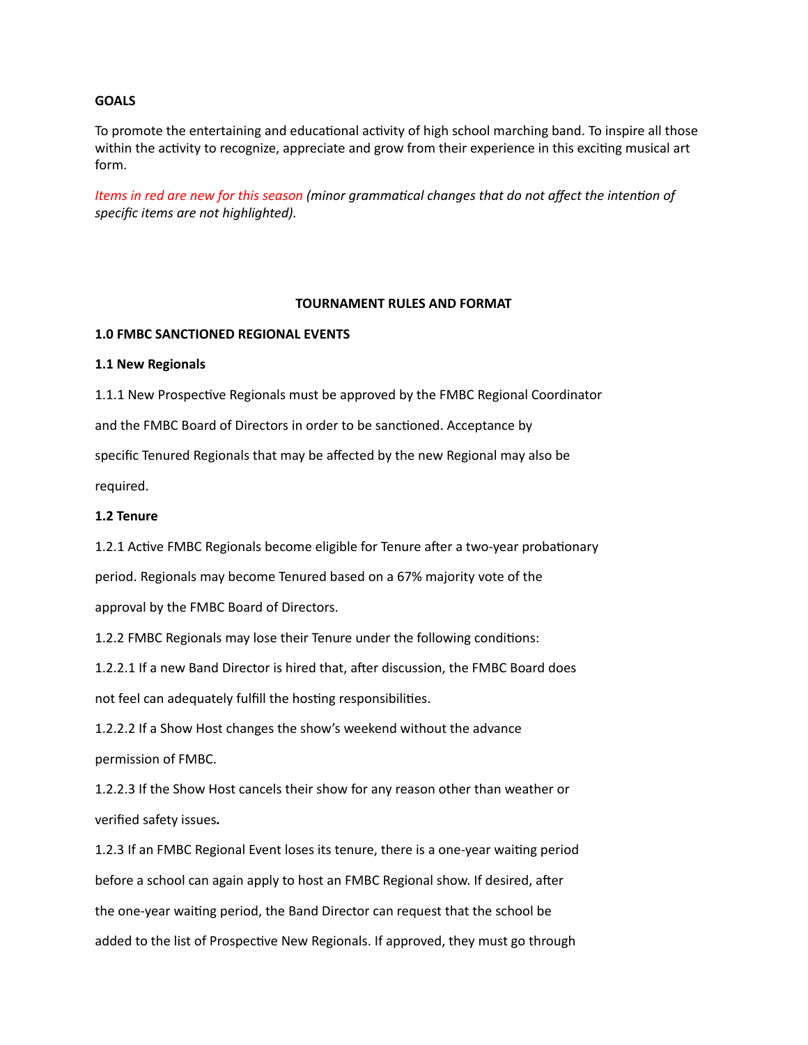**GOALS**

To promote the entertaining and educational activity of high school marching band. To inspire all those within the activity to recognize, appreciate and grow from their experience in this exciting musical art form.

*Items in red are new for this season (minor grammatical changes that do not affect the intention of specific items are not highlighted).*

**TOURNAMENT RULES AND FORMAT**

**1.0 FMBC SANCTIONED REGIONAL EVENTS**

**1.1 New Regionals**

1.1.1 New Prospective Regionals must be approved by the FMBC Regional Coordinator and the FMBC Board of Directors in order to be sanctioned. Acceptance by specific Tenured Regionals that may be affected by the new Regional may also be required.

**1.2 Tenure**

1.2.1 Active FMBC Regionals become eligible for Tenure after a two-year probationary period. Regionals may become Tenured based on a 67% majority vote of the approval by the FMBC Board of Directors.

1.2.2 FMBC Regionals may lose their Tenure under the following conditions:

1.2.2.1 If a new Band Director is hired that, after discussion, the FMBC Board does not feel can adequately fulfill the hosting responsibilities.

1.2.2.2 If a Show Host changes the show's weekend without the advance permission of FMBC.

1.2.2.3 If the Show Host cancels their show for any reason other than weather or verified safety issues.

1.2.3 If an FMBC Regional Event loses its tenure, there is a one-year waiting period before a school can again apply to host an FMBC Regional show. If desired, after the one-year waiting period, the Band Director can request that the school be added to the list of Prospective New Regionals. If approved, they must go through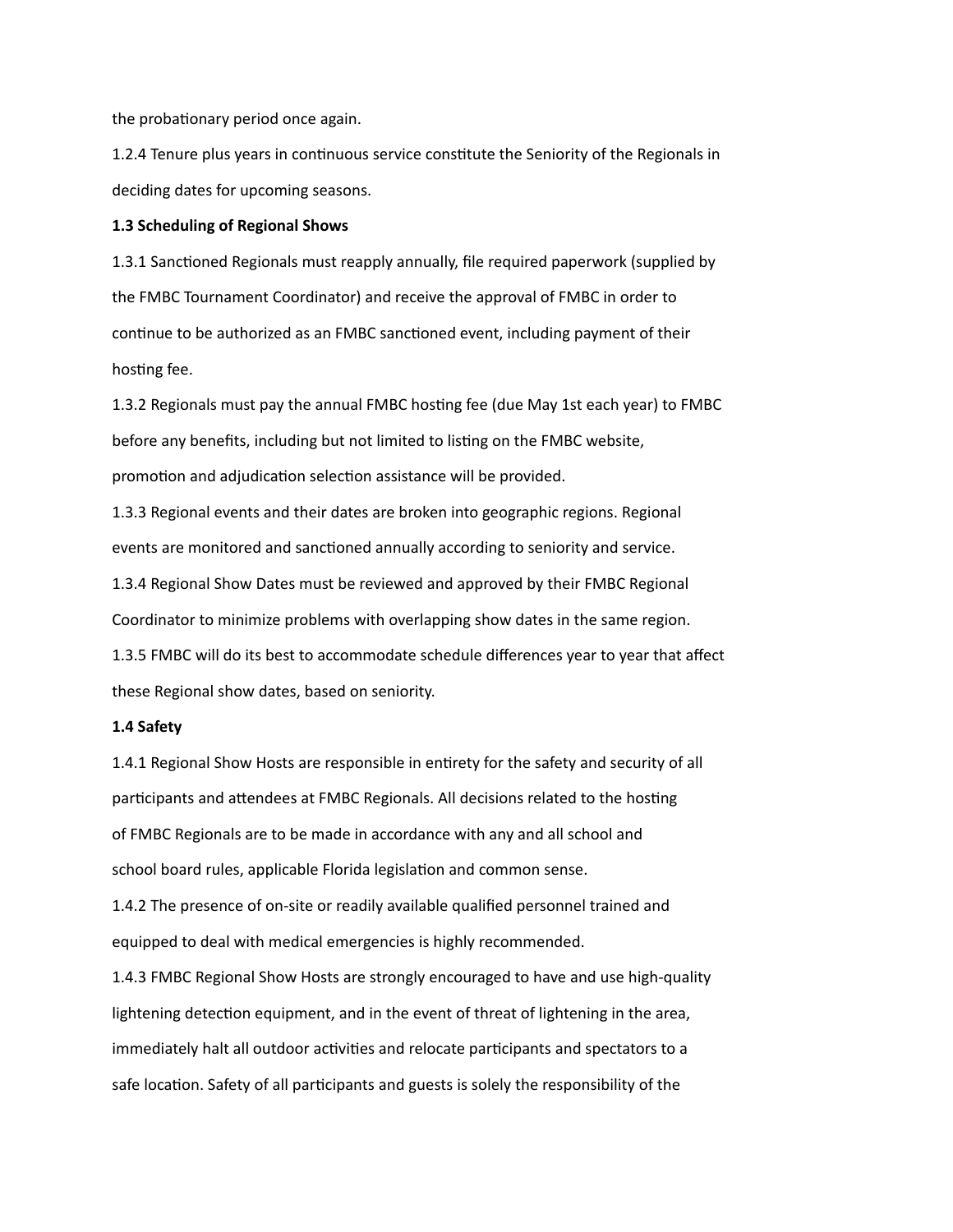the probationary period once again.

1.2.4 Tenure plus years in continuous service constitute the Seniority of the Regionals in deciding dates for upcoming seasons.

**1.3 Scheduling of Regional Shows**

1.3.1 Sanctioned Regionals must reapply annually, file required paperwork (supplied by the FMBC Tournament Coordinator) and receive the approval of FMBC in order to continue to be authorized as an FMBC sanctioned event, including payment of their hosting fee.

1.3.2 Regionals must pay the annual FMBC hosting fee (due May 1st each year) to FMBC before any benefits, including but not limited to listing on the FMBC website, promotion and adjudication selection assistance will be provided.

1.3.3 Regional events and their dates are broken into geographic regions. Regional events are monitored and sanctioned annually according to seniority and service.

1.3.4 Regional Show Dates must be reviewed and approved by their FMBC Regional Coordinator to minimize problems with overlapping show dates in the same region.

1.3.5 FMBC will do its best to accommodate schedule differences year to year that affect these Regional show dates, based on seniority.

**1.4 Safety**

1.4.1 Regional Show Hosts are responsible in entirety for the safety and security of all participants and attendees at FMBC Regionals. All decisions related to the hosting of FMBC Regionals are to be made in accordance with any and all school and school board rules, applicable Florida legislation and common sense.

1.4.2 The presence of on-site or readily available qualified personnel trained and equipped to deal with medical emergencies is highly recommended.

1.4.3 FMBC Regional Show Hosts are strongly encouraged to have and use high-quality lightening detection equipment, and in the event of threat of lightening in the area, immediately halt all outdoor activities and relocate participants and spectators to a safe location. Safety of all participants and guests is solely the responsibility of the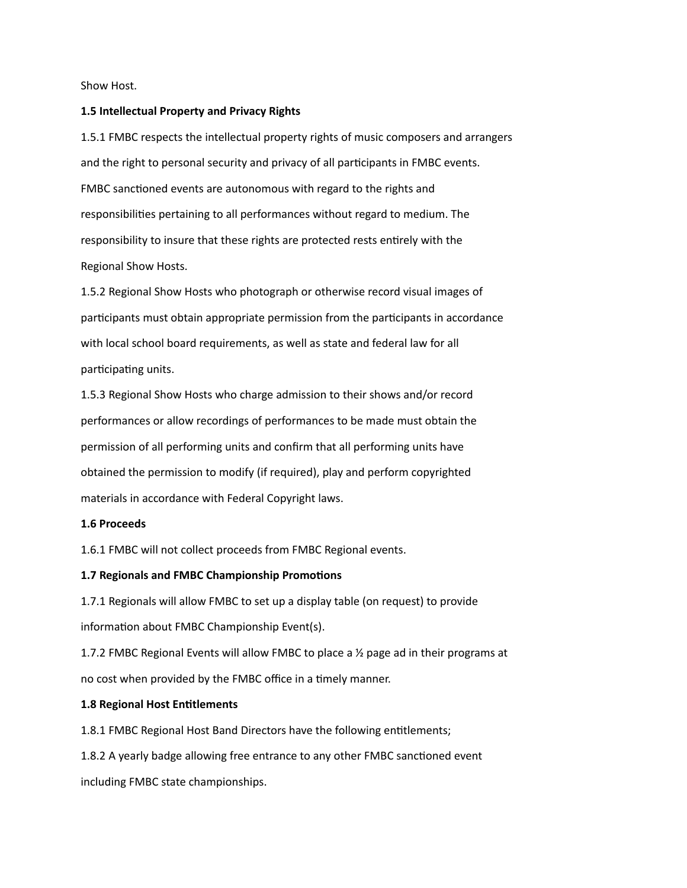Show Host.

**1.5 Intellectual Property and Privacy Rights**

1.5.1 FMBC respects the intellectual property rights of music composers and arrangers and the right to personal security and privacy of all participants in FMBC events. FMBC sanctioned events are autonomous with regard to the rights and responsibilities pertaining to all performances without regard to medium. The responsibility to insure that these rights are protected rests entirely with the Regional Show Hosts.

1.5.2 Regional Show Hosts who photograph or otherwise record visual images of participants must obtain appropriate permission from the participants in accordance with local school board requirements, as well as state and federal law for all participating units.

1.5.3 Regional Show Hosts who charge admission to their shows and/or record performances or allow recordings of performances to be made must obtain the permission of all performing units and confirm that all performing units have obtained the permission to modify (if required), play and perform copyrighted materials in accordance with Federal Copyright laws.

**1.6 Proceeds**

1.6.1 FMBC will not collect proceeds from FMBC Regional events.

**1.7 Regionals and FMBC Championship Promotions**

1.7.1 Regionals will allow FMBC to set up a display table (on request) to provide information about FMBC Championship Event(s).

1.7.2 FMBC Regional Events will allow FMBC to place a ½ page ad in their programs at no cost when provided by the FMBC office in a timely manner.

**1.8 Regional Host Entitlements**

1.8.1 FMBC Regional Host Band Directors have the following entitlements;

1.8.2 A yearly badge allowing free entrance to any other FMBC sanctioned event including FMBC state championships.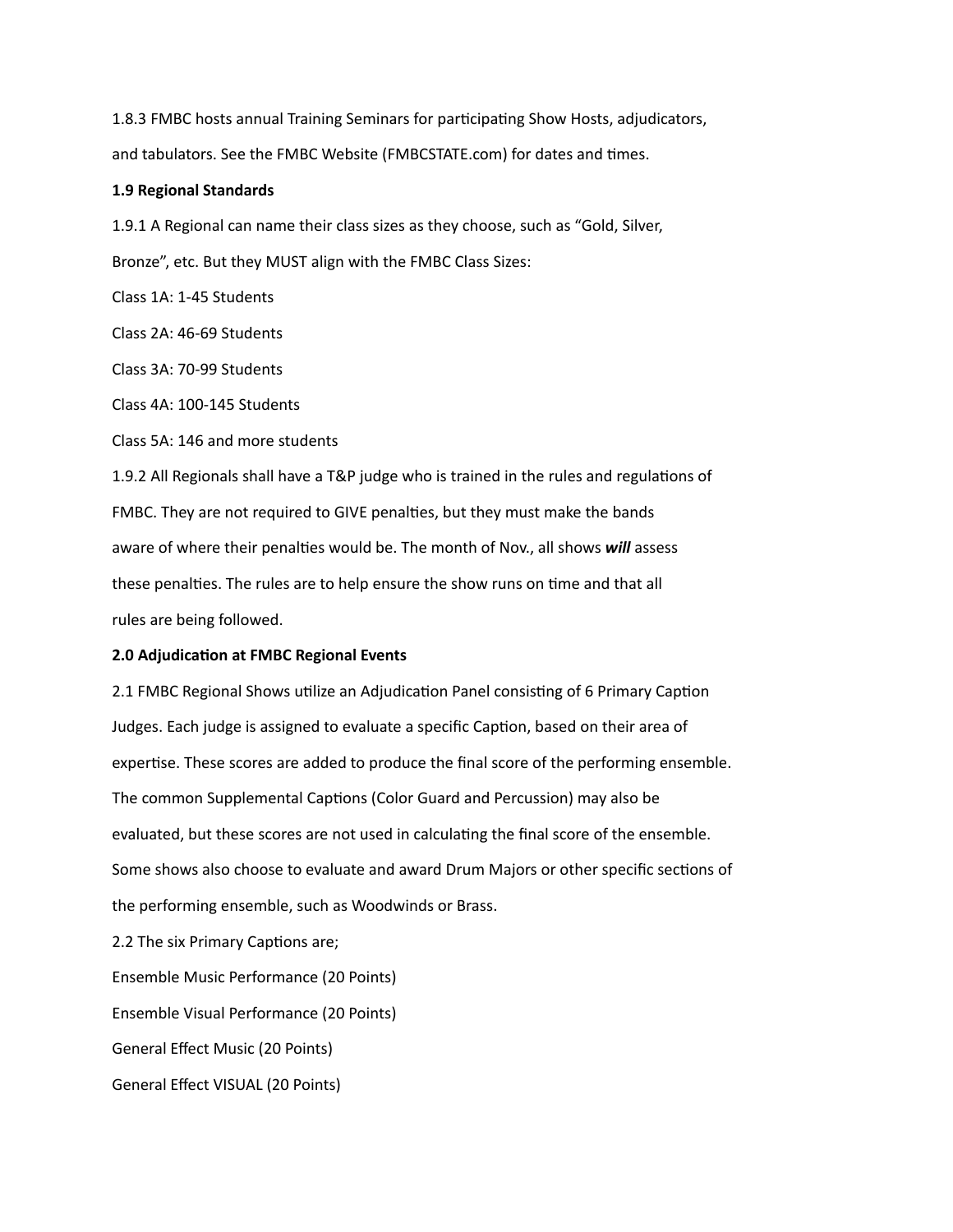1.8.3 FMBC hosts annual Training Seminars for participating Show Hosts, adjudicators, and tabulators. See the FMBC Website (FMBCSTATE.com) for dates and times.

**1.9 Regional Standards**

1.9.1 A Regional can name their class sizes as they choose, such as "Gold, Silver, Bronze", etc. But they MUST align with the FMBC Class Sizes:

Class 1A: 1-45 Students

Class 2A: 46-69 Students

Class 3A: 70-99 Students

Class 4A: 100-145 Students

Class 5A: 146 and more students

1.9.2 All Regionals shall have a T&P judge who is trained in the rules and regulations of FMBC. They are not required to GIVE penalties, but they must make the bands aware of where their penalties would be. The month of Nov., all shows ***will*** assess these penalties. The rules are to help ensure the show runs on time and that all rules are being followed.

**2.0 Adjudication at FMBC Regional Events**

2.1 FMBC Regional Shows utilize an Adjudication Panel consisting of 6 Primary Caption Judges. Each judge is assigned to evaluate a specific Caption, based on their area of expertise. These scores are added to produce the final score of the performing ensemble. The common Supplemental Captions (Color Guard and Percussion) may also be evaluated, but these scores are not used in calculating the final score of the ensemble. Some shows also choose to evaluate and award Drum Majors or other specific sections of the performing ensemble, such as Woodwinds or Brass.

2.2 The six Primary Captions are;

Ensemble Music Performance (20 Points)

Ensemble Visual Performance (20 Points)

General Effect Music (20 Points)

General Effect VISUAL (20 Points)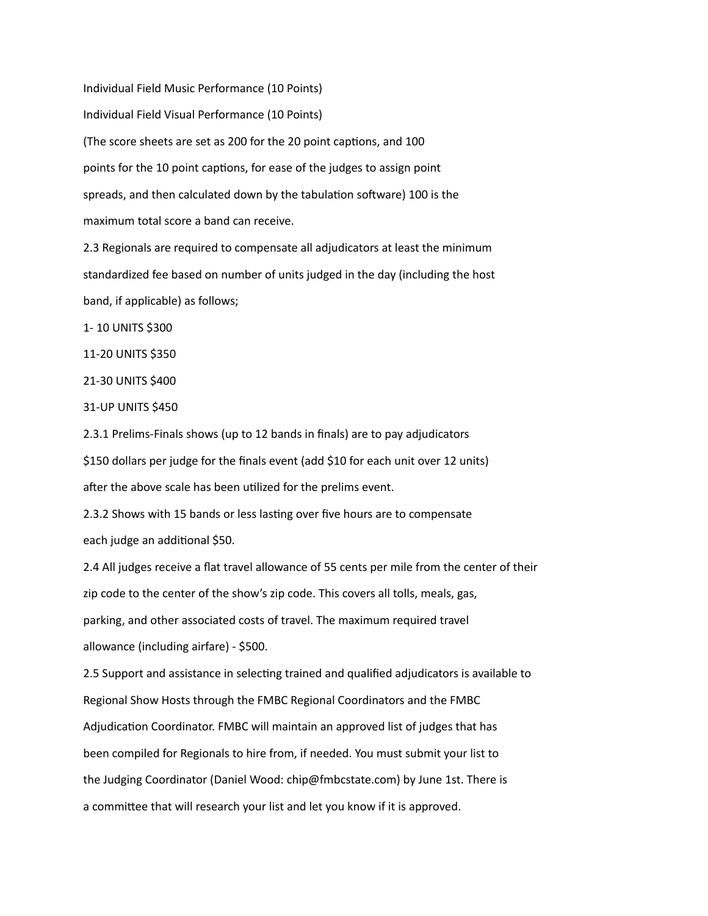Individual Field Music Performance (10 Points)

Individual Field Visual Performance (10 Points)

(The score sheets are set as 200 for the 20 point captions, and 100 points for the 10 point captions, for ease of the judges to assign point spreads, and then calculated down by the tabulation software) 100 is the maximum total score a band can receive.

2.3 Regionals are required to compensate all adjudicators at least the minimum standardized fee based on number of units judged in the day (including the host band, if applicable) as follows;

1- 10 UNITS $300

11-20 UNITS $350

21-30 UNITS $400

31-UP UNITS $450

2.3.1 Prelims-Finals shows (up to 12 bands in finals) are to pay adjudicators $150 dollars per judge for the finals event (add $10 for each unit over 12 units) after the above scale has been utilized for the prelims event.

2.3.2 Shows with 15 bands or less lasting over five hours are to compensate each judge an additional $50.

2.4 All judges receive a flat travel allowance of 55 cents per mile from the center of their zip code to the center of the show's zip code. This covers all tolls, meals, gas, parking, and other associated costs of travel. The maximum required travel allowance (including airfare) - $500.

2.5 Support and assistance in selecting trained and qualified adjudicators is available to Regional Show Hosts through the FMBC Regional Coordinators and the FMBC Adjudication Coordinator. FMBC will maintain an approved list of judges that has been compiled for Regionals to hire from, if needed. You must submit your list to the Judging Coordinator (Daniel Wood: chip@fmbcstate.com) by June 1st. There is a committee that will research your list and let you know if it is approved.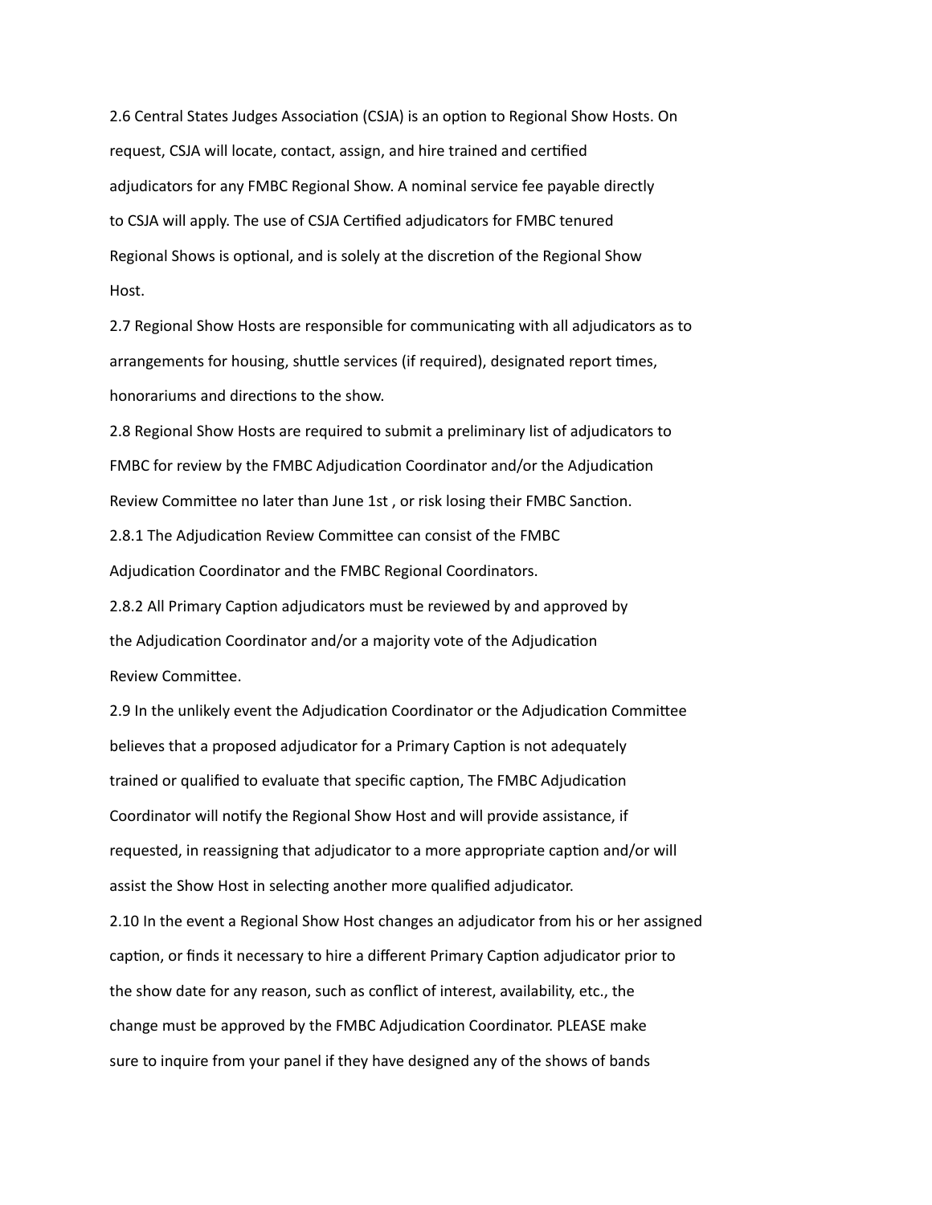2.6 Central States Judges Association (CSJA) is an option to Regional Show Hosts. On request, CSJA will locate, contact, assign, and hire trained and certified adjudicators for any FMBC Regional Show. A nominal service fee payable directly to CSJA will apply. The use of CSJA Certified adjudicators for FMBC tenured Regional Shows is optional, and is solely at the discretion of the Regional Show Host.

2.7 Regional Show Hosts are responsible for communicating with all adjudicators as to arrangements for housing, shuttle services (if required), designated report times, honorariums and directions to the show.

2.8 Regional Show Hosts are required to submit a preliminary list of adjudicators to FMBC for review by the FMBC Adjudication Coordinator and/or the Adjudication Review Committee no later than June 1st , or risk losing their FMBC Sanction.

2.8.1 The Adjudication Review Committee can consist of the FMBC Adjudication Coordinator and the FMBC Regional Coordinators.

2.8.2 All Primary Caption adjudicators must be reviewed by and approved by the Adjudication Coordinator and/or a majority vote of the Adjudication Review Committee.

2.9 In the unlikely event the Adjudication Coordinator or the Adjudication Committee believes that a proposed adjudicator for a Primary Caption is not adequately trained or qualified to evaluate that specific caption, The FMBC Adjudication Coordinator will notify the Regional Show Host and will provide assistance, if requested, in reassigning that adjudicator to a more appropriate caption and/or will assist the Show Host in selecting another more qualified adjudicator.

2.10 In the event a Regional Show Host changes an adjudicator from his or her assigned caption, or finds it necessary to hire a different Primary Caption adjudicator prior to the show date for any reason, such as conflict of interest, availability, etc., the change must be approved by the FMBC Adjudication Coordinator. PLEASE make sure to inquire from your panel if they have designed any of the shows of bands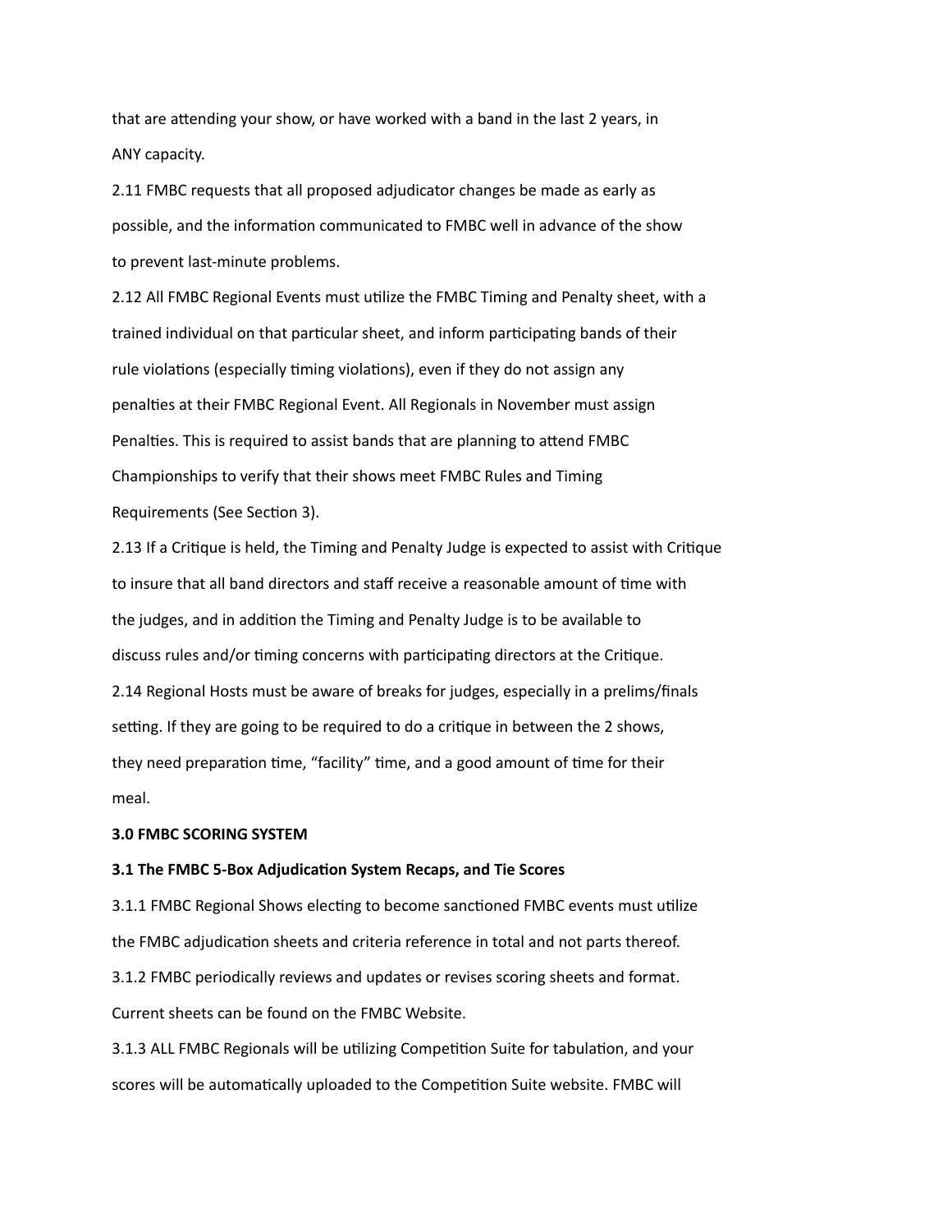that are attending your show, or have worked with a band in the last 2 years, in ANY capacity.

2.11 FMBC requests that all proposed adjudicator changes be made as early as possible, and the information communicated to FMBC well in advance of the show to prevent last-minute problems.

2.12 All FMBC Regional Events must utilize the FMBC Timing and Penalty sheet, with a trained individual on that particular sheet, and inform participating bands of their rule violations (especially timing violations), even if they do not assign any penalties at their FMBC Regional Event. All Regionals in November must assign Penalties. This is required to assist bands that are planning to attend FMBC Championships to verify that their shows meet FMBC Rules and Timing Requirements (See Section 3).

2.13 If a Critique is held, the Timing and Penalty Judge is expected to assist with Critique to insure that all band directors and staff receive a reasonable amount of time with the judges, and in addition the Timing and Penalty Judge is to be available to discuss rules and/or timing concerns with participating directors at the Critique.

2.14 Regional Hosts must be aware of breaks for judges, especially in a prelims/finals setting. If they are going to be required to do a critique in between the 2 shows, they need preparation time, "facility" time, and a good amount of time for their meal.

**3.0 FMBC SCORING SYSTEM**

**3.1 The FMBC 5-Box Adjudication System Recaps, and Tie Scores**

3.1.1 FMBC Regional Shows electing to become sanctioned FMBC events must utilize the FMBC adjudication sheets and criteria reference in total and not parts thereof.

3.1.2 FMBC periodically reviews and updates or revises scoring sheets and format. Current sheets can be found on the FMBC Website.

3.1.3 ALL FMBC Regionals will be utilizing Competition Suite for tabulation, and your scores will be automatically uploaded to the Competition Suite website. FMBC will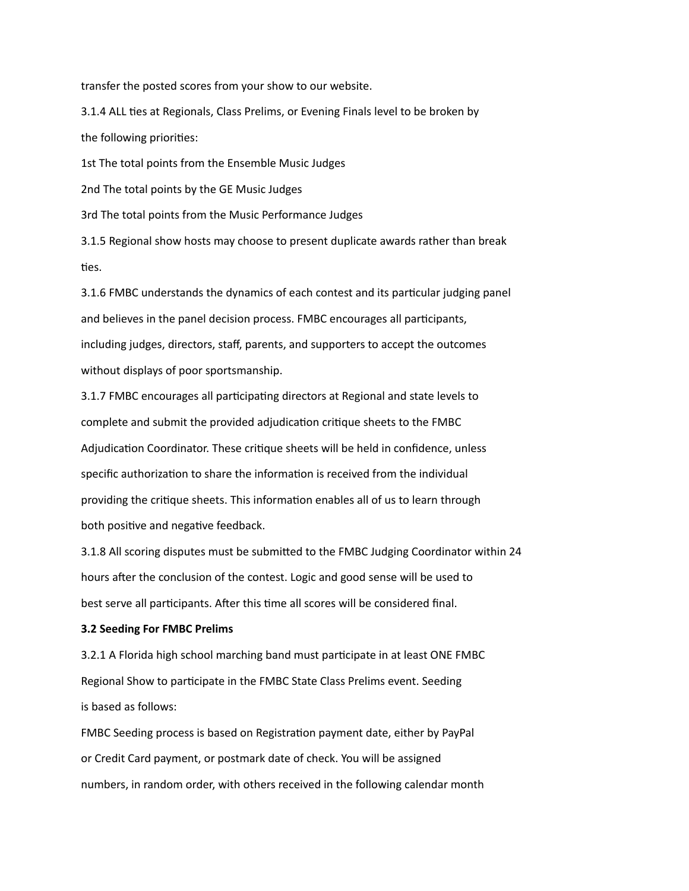transfer the posted scores from your show to our website.

3.1.4 ALL ties at Regionals, Class Prelims, or Evening Finals level to be broken by the following priorities:

1st The total points from the Ensemble Music Judges

2nd The total points by the GE Music Judges

3rd The total points from the Music Performance Judges

3.1.5 Regional show hosts may choose to present duplicate awards rather than break ties.

3.1.6 FMBC understands the dynamics of each contest and its particular judging panel and believes in the panel decision process. FMBC encourages all participants, including judges, directors, staff, parents, and supporters to accept the outcomes without displays of poor sportsmanship.

3.1.7 FMBC encourages all participating directors at Regional and state levels to complete and submit the provided adjudication critique sheets to the FMBC Adjudication Coordinator. These critique sheets will be held in confidence, unless specific authorization to share the information is received from the individual providing the critique sheets. This information enables all of us to learn through both positive and negative feedback.

3.1.8 All scoring disputes must be submitted to the FMBC Judging Coordinator within 24 hours after the conclusion of the contest. Logic and good sense will be used to best serve all participants. After this time all scores will be considered final.

**3.2 Seeding For FMBC Prelims**

3.2.1 A Florida high school marching band must participate in at least ONE FMBC Regional Show to participate in the FMBC State Class Prelims event. Seeding is based as follows:

FMBC Seeding process is based on Registration payment date, either by PayPal or Credit Card payment, or postmark date of check. You will be assigned numbers, in random order, with others received in the following calendar month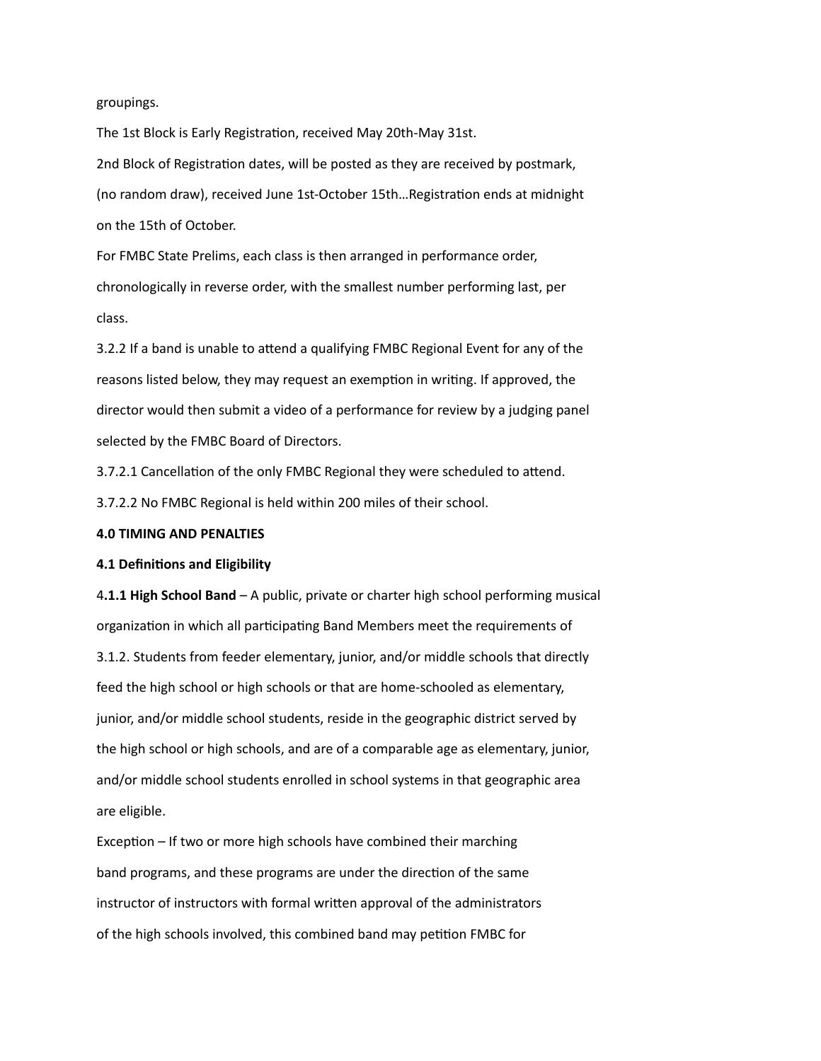groupings.

The 1st Block is Early Registration, received May 20th-May 31st.

2nd Block of Registration dates, will be posted as they are received by postmark, (no random draw), received June 1st-October 15th…Registration ends at midnight on the 15th of October.

For FMBC State Prelims, each class is then arranged in performance order, chronologically in reverse order, with the smallest number performing last, per class.

3.2.2 If a band is unable to attend a qualifying FMBC Regional Event for any of the reasons listed below, they may request an exemption in writing. If approved, the director would then submit a video of a performance for review by a judging panel selected by the FMBC Board of Directors.

3.7.2.1 Cancellation of the only FMBC Regional they were scheduled to attend.

3.7.2.2 No FMBC Regional is held within 200 miles of their school.

**4.0 TIMING AND PENALTIES**

**4.1 Definitions and Eligibility**

4**.1.1 High School Band** – A public, private or charter high school performing musical organization in which all participating Band Members meet the requirements of 3.1.2. Students from feeder elementary, junior, and/or middle schools that directly feed the high school or high schools or that are home-schooled as elementary, junior, and/or middle school students, reside in the geographic district served by the high school or high schools, and are of a comparable age as elementary, junior, and/or middle school students enrolled in school systems in that geographic area are eligible.

Exception – If two or more high schools have combined their marching band programs, and these programs are under the direction of the same instructor of instructors with formal written approval of the administrators of the high schools involved, this combined band may petition FMBC for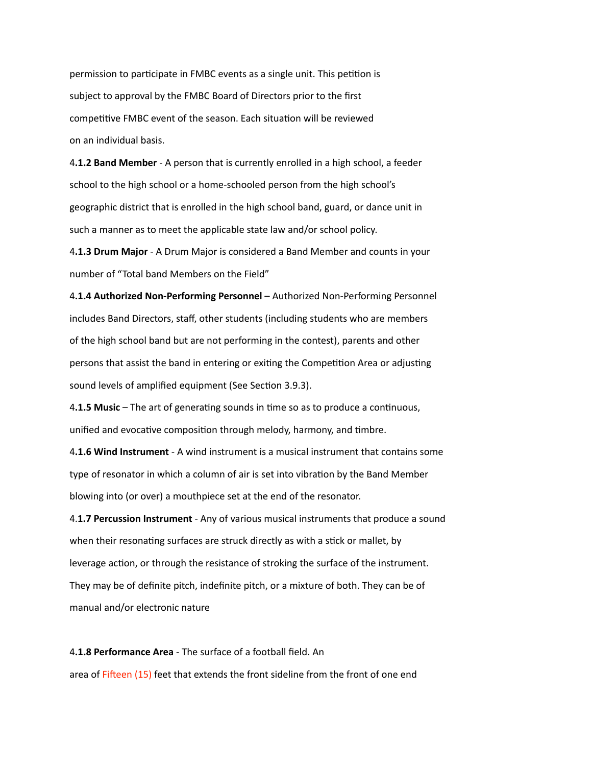permission to participate in FMBC events as a single unit. This petition is subject to approval by the FMBC Board of Directors prior to the first competitive FMBC event of the season. Each situation will be reviewed on an individual basis.

4**.1.2 Band Member** - A person that is currently enrolled in a high school, a feeder school to the high school or a home-schooled person from the high school's geographic district that is enrolled in the high school band, guard, or dance unit in such a manner as to meet the applicable state law and/or school policy.

4**.1.3 Drum Major** - A Drum Major is considered a Band Member and counts in your number of "Total band Members on the Field"

4**.1.4 Authorized Non-Performing Personnel** – Authorized Non-Performing Personnel includes Band Directors, staff, other students (including students who are members of the high school band but are not performing in the contest), parents and other persons that assist the band in entering or exiting the Competition Area or adjusting sound levels of amplified equipment (See Section 3.9.3).

4**.1.5 Music** – The art of generating sounds in time so as to produce a continuous, unified and evocative composition through melody, harmony, and timbre.

4**.1.6 Wind Instrument** - A wind instrument is a musical instrument that contains some type of resonator in which a column of air is set into vibration by the Band Member blowing into (or over) a mouthpiece set at the end of the resonator.

4.**1.7 Percussion Instrument** - Any of various musical instruments that produce a sound when their resonating surfaces are struck directly as with a stick or mallet, by leverage action, or through the resistance of stroking the surface of the instrument. They may be of definite pitch, indefinite pitch, or a mixture of both. They can be of manual and/or electronic nature

4**.1.8 Performance Area** - The surface of a football field. An area of Fifteen (15) feet that extends the front sideline from the front of one end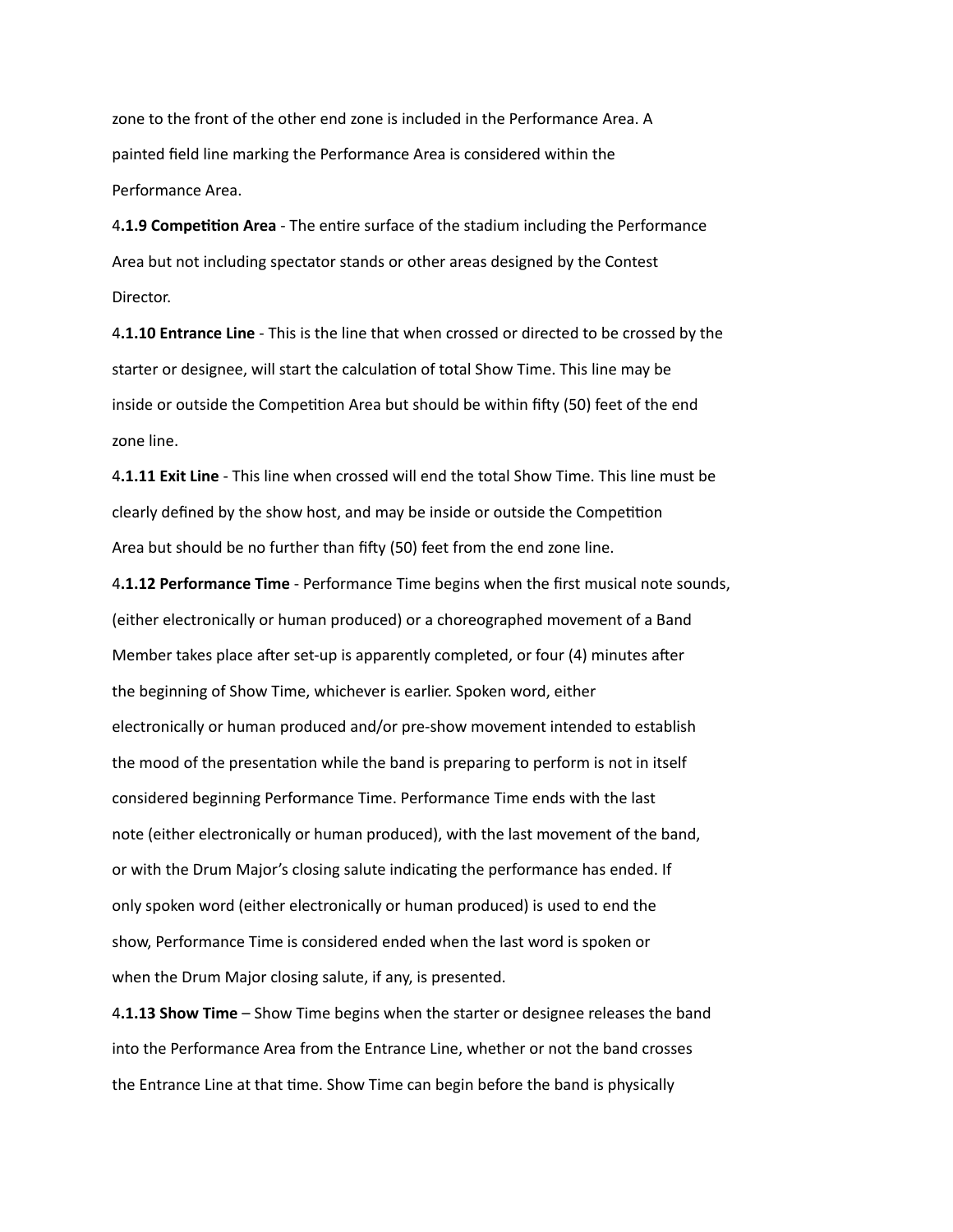zone to the front of the other end zone is included in the Performance Area. A painted field line marking the Performance Area is considered within the Performance Area.

4**.1.9 Competition Area** - The entire surface of the stadium including the Performance Area but not including spectator stands or other areas designed by the Contest Director.

4**.1.10 Entrance Line** - This is the line that when crossed or directed to be crossed by the starter or designee, will start the calculation of total Show Time. This line may be inside or outside the Competition Area but should be within fifty (50) feet of the end zone line.

4**.1.11 Exit Line** - This line when crossed will end the total Show Time. This line must be clearly defined by the show host, and may be inside or outside the Competition Area but should be no further than fifty (50) feet from the end zone line.

4**.1.12 Performance Time** - Performance Time begins when the first musical note sounds, (either electronically or human produced) or a choreographed movement of a Band Member takes place after set-up is apparently completed, or four (4) minutes after the beginning of Show Time, whichever is earlier. Spoken word, either electronically or human produced and/or pre-show movement intended to establish the mood of the presentation while the band is preparing to perform is not in itself considered beginning Performance Time. Performance Time ends with the last note (either electronically or human produced), with the last movement of the band, or with the Drum Major's closing salute indicating the performance has ended. If only spoken word (either electronically or human produced) is used to end the show, Performance Time is considered ended when the last word is spoken or when the Drum Major closing salute, if any, is presented.

4**.1.13 Show Time** – Show Time begins when the starter or designee releases the band into the Performance Area from the Entrance Line, whether or not the band crosses the Entrance Line at that time. Show Time can begin before the band is physically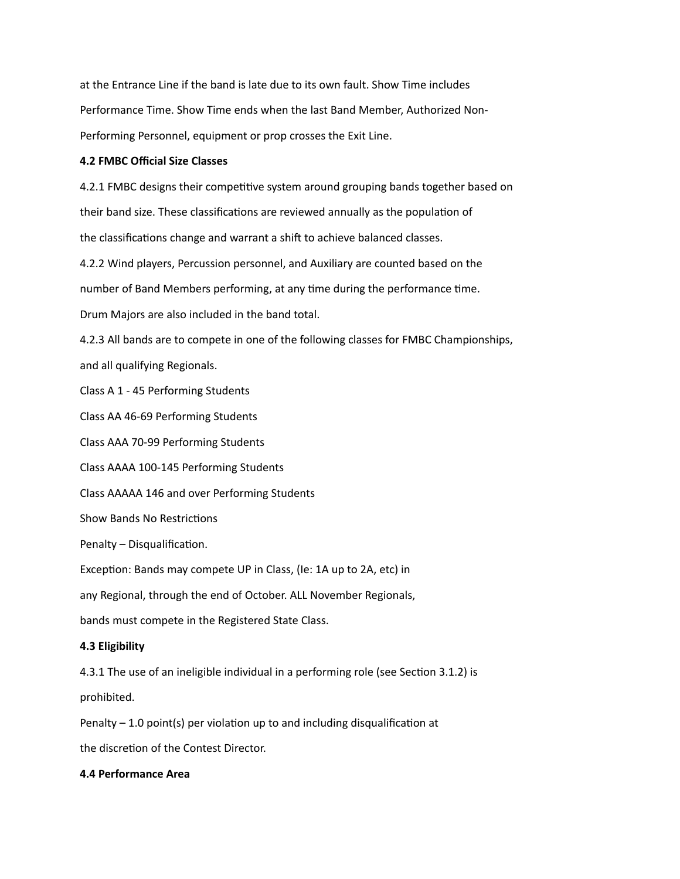at the Entrance Line if the band is late due to its own fault. Show Time includes Performance Time. Show Time ends when the last Band Member, Authorized Non-Performing Personnel, equipment or prop crosses the Exit Line.

**4.2 FMBC Official Size Classes**

4.2.1 FMBC designs their competitive system around grouping bands together based on their band size. These classifications are reviewed annually as the population of the classifications change and warrant a shift to achieve balanced classes.

4.2.2 Wind players, Percussion personnel, and Auxiliary are counted based on the number of Band Members performing, at any time during the performance time. Drum Majors are also included in the band total.

4.2.3 All bands are to compete in one of the following classes for FMBC Championships, and all qualifying Regionals.

Class A 1 - 45 Performing Students

Class AA 46-69 Performing Students

Class AAA 70-99 Performing Students

Class AAAA 100-145 Performing Students

Class AAAAA 146 and over Performing Students

Show Bands No Restrictions

Penalty – Disqualification.

Exception: Bands may compete UP in Class, (Ie: 1A up to 2A, etc) in any Regional, through the end of October. ALL November Regionals, bands must compete in the Registered State Class.

**4.3 Eligibility**

4.3.1 The use of an ineligible individual in a performing role (see Section 3.1.2) is prohibited.

Penalty – 1.0 point(s) per violation up to and including disqualification at the discretion of the Contest Director.

**4.4 Performance Area**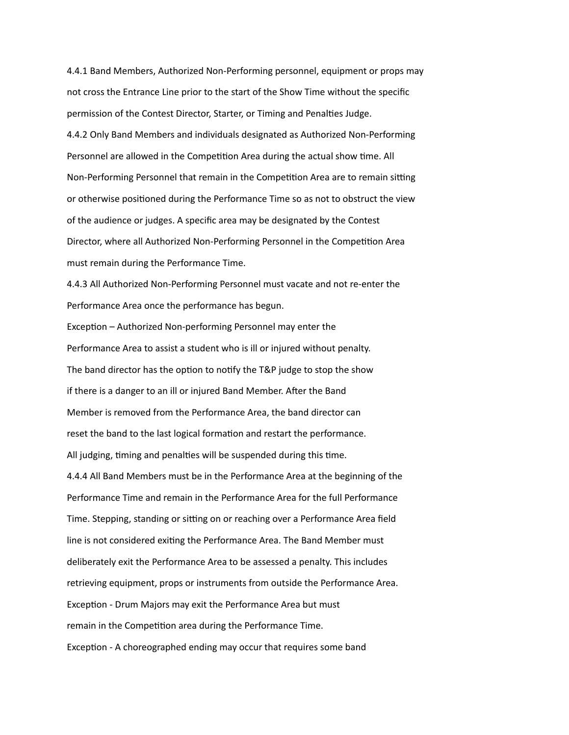4.4.1 Band Members, Authorized Non-Performing personnel, equipment or props may not cross the Entrance Line prior to the start of the Show Time without the specific permission of the Contest Director, Starter, or Timing and Penalties Judge.

4.4.2 Only Band Members and individuals designated as Authorized Non-Performing Personnel are allowed in the Competition Area during the actual show time. All Non-Performing Personnel that remain in the Competition Area are to remain sitting or otherwise positioned during the Performance Time so as not to obstruct the view of the audience or judges. A specific area may be designated by the Contest Director, where all Authorized Non-Performing Personnel in the Competition Area must remain during the Performance Time.

4.4.3 All Authorized Non-Performing Personnel must vacate and not re-enter the Performance Area once the performance has begun.

Exception – Authorized Non-performing Personnel may enter the Performance Area to assist a student who is ill or injured without penalty. The band director has the option to notify the T&P judge to stop the show if there is a danger to an ill or injured Band Member. After the Band Member is removed from the Performance Area, the band director can reset the band to the last logical formation and restart the performance. All judging, timing and penalties will be suspended during this time.

4.4.4 All Band Members must be in the Performance Area at the beginning of the Performance Time and remain in the Performance Area for the full Performance Time. Stepping, standing or sitting on or reaching over a Performance Area field line is not considered exiting the Performance Area. The Band Member must deliberately exit the Performance Area to be assessed a penalty. This includes retrieving equipment, props or instruments from outside the Performance Area.

Exception - Drum Majors may exit the Performance Area but must remain in the Competition area during the Performance Time.

Exception - A choreographed ending may occur that requires some band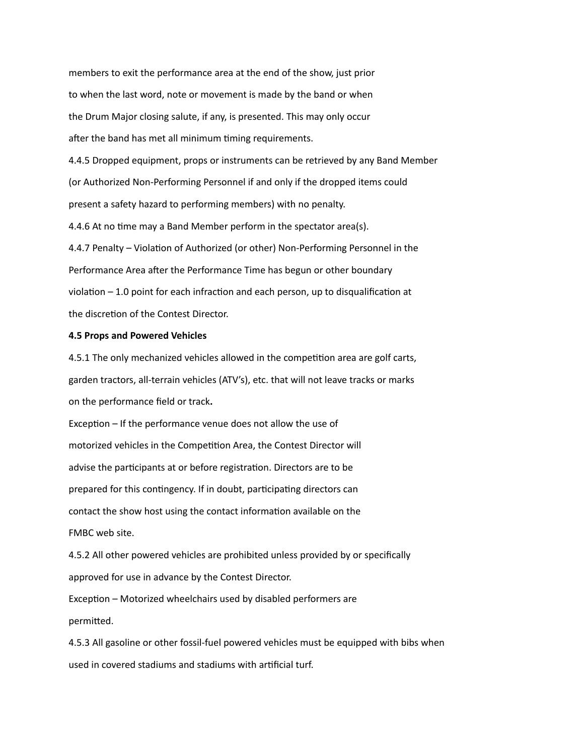members to exit the performance area at the end of the show, just prior to when the last word, note or movement is made by the band or when the Drum Major closing salute, if any, is presented. This may only occur after the band has met all minimum timing requirements.

4.4.5 Dropped equipment, props or instruments can be retrieved by any Band Member (or Authorized Non-Performing Personnel if and only if the dropped items could present a safety hazard to performing members) with no penalty.

4.4.6 At no time may a Band Member perform in the spectator area(s).

4.4.7 Penalty – Violation of Authorized (or other) Non-Performing Personnel in the Performance Area after the Performance Time has begun or other boundary violation – 1.0 point for each infraction and each person, up to disqualification at the discretion of the Contest Director.

**4.5 Props and Powered Vehicles**

4.5.1 The only mechanized vehicles allowed in the competition area are golf carts, garden tractors, all-terrain vehicles (ATV's), etc. that will not leave tracks or marks on the performance field or track**.**

Exception – If the performance venue does not allow the use of motorized vehicles in the Competition Area, the Contest Director will advise the participants at or before registration. Directors are to be prepared for this contingency. If in doubt, participating directors can contact the show host using the contact information available on the FMBC web site.

4.5.2 All other powered vehicles are prohibited unless provided by or specifically approved for use in advance by the Contest Director.

Exception – Motorized wheelchairs used by disabled performers are permitted.

4.5.3 All gasoline or other fossil-fuel powered vehicles must be equipped with bibs when used in covered stadiums and stadiums with artificial turf.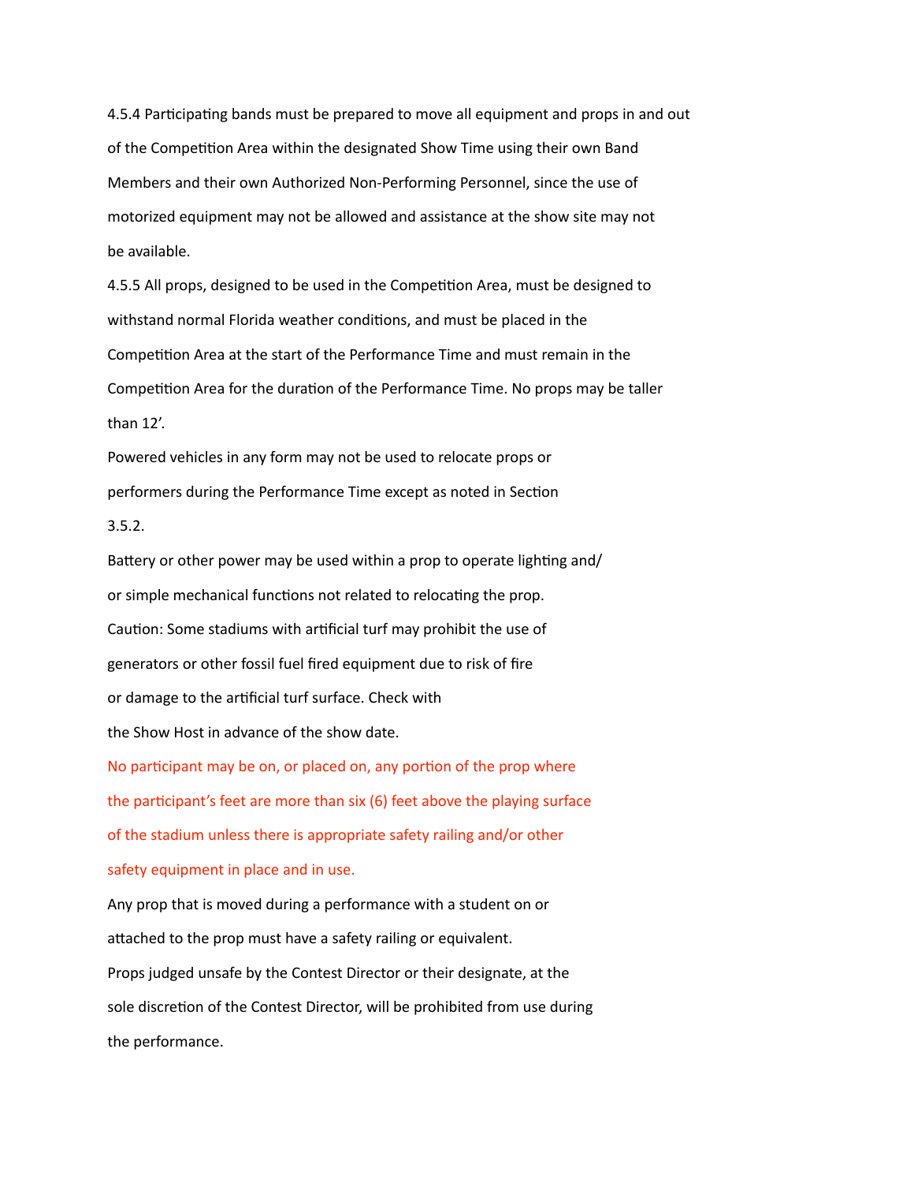4.5.4 Participating bands must be prepared to move all equipment and props in and out of the Competition Area within the designated Show Time using their own Band Members and their own Authorized Non-Performing Personnel, since the use of motorized equipment may not be allowed and assistance at the show site may not be available.

4.5.5 All props, designed to be used in the Competition Area, must be designed to withstand normal Florida weather conditions, and must be placed in the Competition Area at the start of the Performance Time and must remain in the Competition Area for the duration of the Performance Time. No props may be taller than 12'.

Powered vehicles in any form may not be used to relocate props or performers during the Performance Time except as noted in Section 3.5.2.

Battery or other power may be used within a prop to operate lighting and/or simple mechanical functions not related to relocating the prop.

Caution: Some stadiums with artificial turf may prohibit the use of generators or other fossil fuel fired equipment due to risk of fire or damage to the artificial turf surface. Check with the Show Host in advance of the show date.

No participant may be on, or placed on, any portion of the prop where the participant's feet are more than six (6) feet above the playing surface of the stadium unless there is appropriate safety railing and/or other safety equipment in place and in use.

Any prop that is moved during a performance with a student on or attached to the prop must have a safety railing or equivalent.

Props judged unsafe by the Contest Director or their designate, at the sole discretion of the Contest Director, will be prohibited from use during the performance.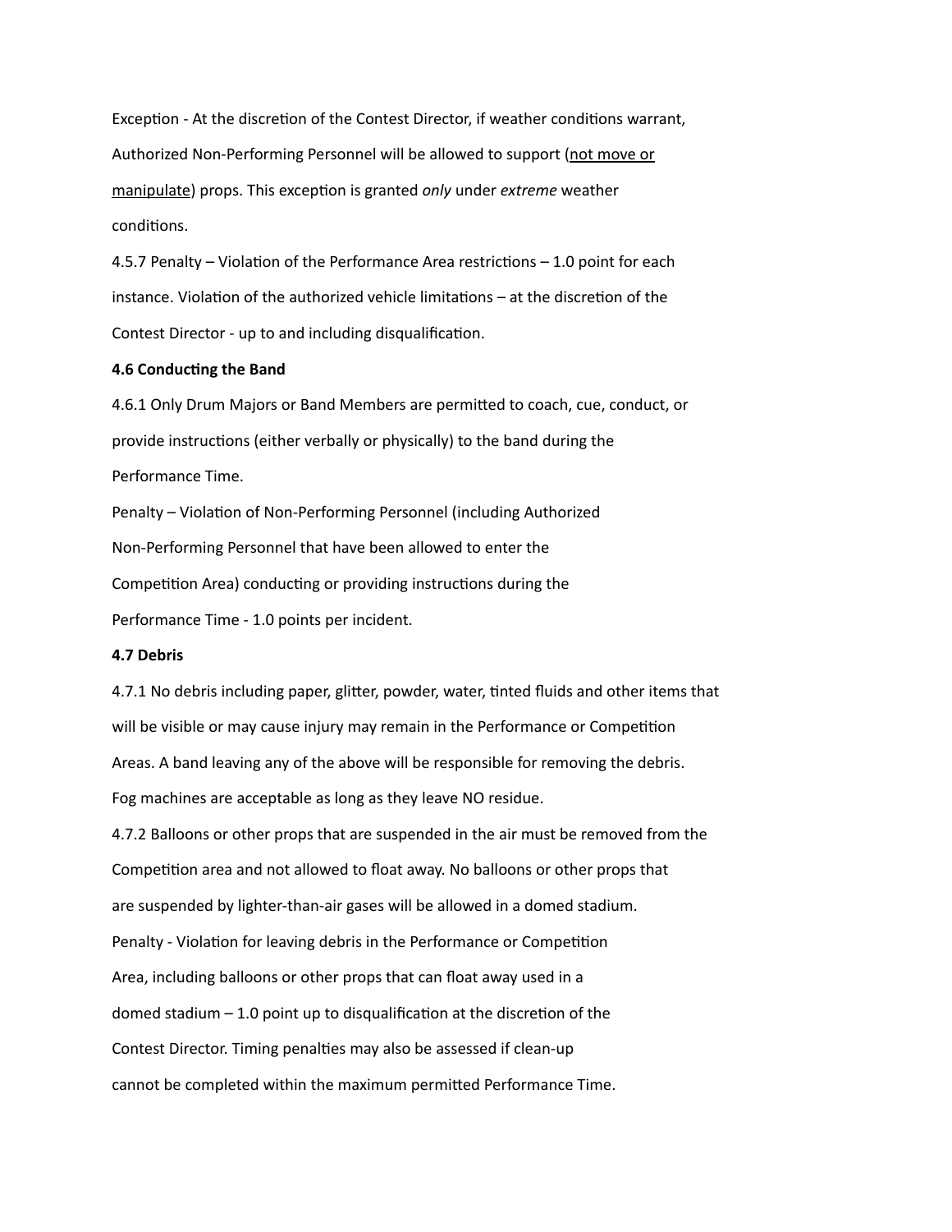Exception - At the discretion of the Contest Director, if weather conditions warrant, Authorized Non-Performing Personnel will be allowed to support (<u>not move or manipulate</u>) props. This exception is granted *only* under *extreme* weather conditions.

4.5.7 Penalty – Violation of the Performance Area restrictions – 1.0 point for each instance. Violation of the authorized vehicle limitations – at the discretion of the Contest Director - up to and including disqualification.

**4.6 Conducting the Band**

4.6.1 Only Drum Majors or Band Members are permitted to coach, cue, conduct, or provide instructions (either verbally or physically) to the band during the Performance Time.

Penalty – Violation of Non-Performing Personnel (including Authorized Non-Performing Personnel that have been allowed to enter the Competition Area) conducting or providing instructions during the Performance Time - 1.0 points per incident.

**4.7 Debris**

4.7.1 No debris including paper, glitter, powder, water, tinted fluids and other items that will be visible or may cause injury may remain in the Performance or Competition Areas. A band leaving any of the above will be responsible for removing the debris. Fog machines are acceptable as long as they leave NO residue.

4.7.2 Balloons or other props that are suspended in the air must be removed from the Competition area and not allowed to float away. No balloons or other props that are suspended by lighter-than-air gases will be allowed in a domed stadium.

Penalty - Violation for leaving debris in the Performance or Competition Area, including balloons or other props that can float away used in a domed stadium – 1.0 point up to disqualification at the discretion of the Contest Director. Timing penalties may also be assessed if clean-up cannot be completed within the maximum permitted Performance Time.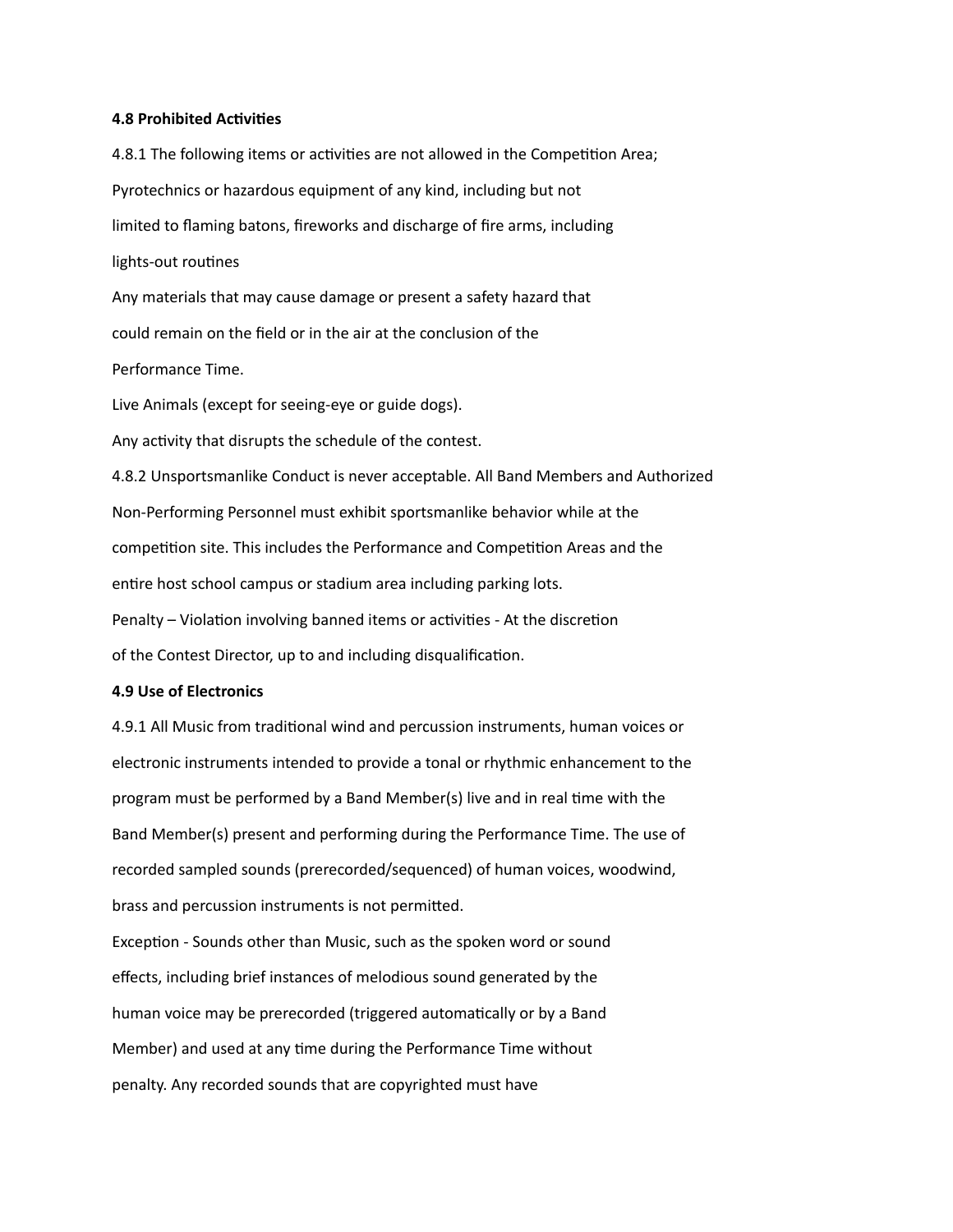**4.8 Prohibited Activities**

4.8.1 The following items or activities are not allowed in the Competition Area;

Pyrotechnics or hazardous equipment of any kind, including but not limited to flaming batons, fireworks and discharge of fire arms, including lights-out routines

Any materials that may cause damage or present a safety hazard that could remain on the field or in the air at the conclusion of the Performance Time.

Live Animals (except for seeing-eye or guide dogs).

Any activity that disrupts the schedule of the contest.

4.8.2 Unsportsmanlike Conduct is never acceptable. All Band Members and Authorized Non-Performing Personnel must exhibit sportsmanlike behavior while at the competition site. This includes the Performance and Competition Areas and the entire host school campus or stadium area including parking lots.

Penalty – Violation involving banned items or activities - At the discretion of the Contest Director, up to and including disqualification.

**4.9 Use of Electronics**

4.9.1 All Music from traditional wind and percussion instruments, human voices or electronic instruments intended to provide a tonal or rhythmic enhancement to the program must be performed by a Band Member(s) live and in real time with the Band Member(s) present and performing during the Performance Time. The use of recorded sampled sounds (prerecorded/sequenced) of human voices, woodwind, brass and percussion instruments is not permitted.

Exception - Sounds other than Music, such as the spoken word or sound effects, including brief instances of melodious sound generated by the human voice may be prerecorded (triggered automatically or by a Band Member) and used at any time during the Performance Time without penalty. Any recorded sounds that are copyrighted must have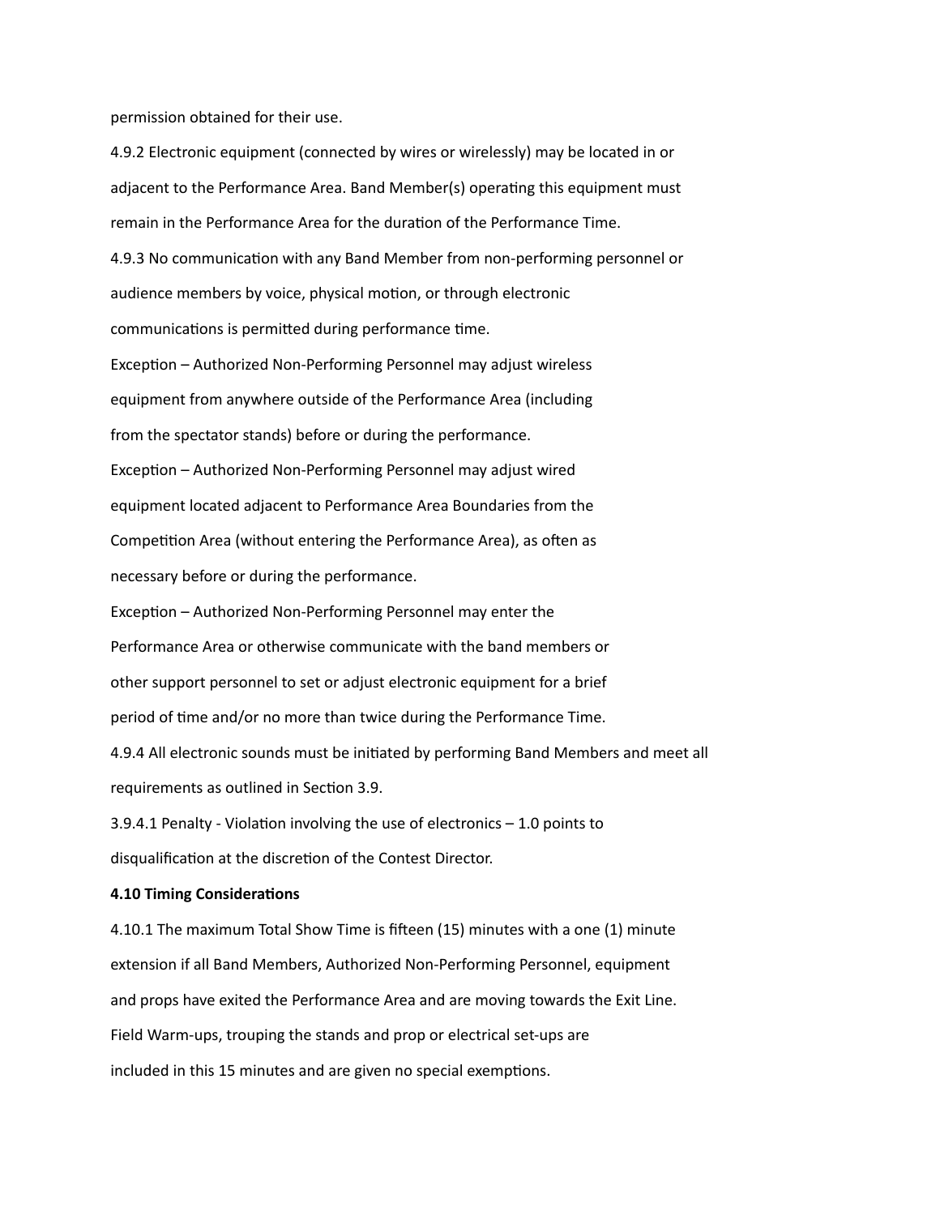permission obtained for their use.

4.9.2 Electronic equipment (connected by wires or wirelessly) may be located in or adjacent to the Performance Area. Band Member(s) operating this equipment must remain in the Performance Area for the duration of the Performance Time.

4.9.3 No communication with any Band Member from non-performing personnel or audience members by voice, physical motion, or through electronic communications is permitted during performance time.

Exception – Authorized Non-Performing Personnel may adjust wireless equipment from anywhere outside of the Performance Area (including from the spectator stands) before or during the performance.

Exception – Authorized Non-Performing Personnel may adjust wired equipment located adjacent to Performance Area Boundaries from the Competition Area (without entering the Performance Area), as often as necessary before or during the performance.

Exception – Authorized Non-Performing Personnel may enter the Performance Area or otherwise communicate with the band members or other support personnel to set or adjust electronic equipment for a brief period of time and/or no more than twice during the Performance Time.

4.9.4 All electronic sounds must be initiated by performing Band Members and meet all requirements as outlined in Section 3.9.

3.9.4.1 Penalty - Violation involving the use of electronics – 1.0 points to disqualification at the discretion of the Contest Director.

**4.10 Timing Considerations**

4.10.1 The maximum Total Show Time is fifteen (15) minutes with a one (1) minute extension if all Band Members, Authorized Non-Performing Personnel, equipment and props have exited the Performance Area and are moving towards the Exit Line. Field Warm-ups, trouping the stands and prop or electrical set-ups are included in this 15 minutes and are given no special exemptions.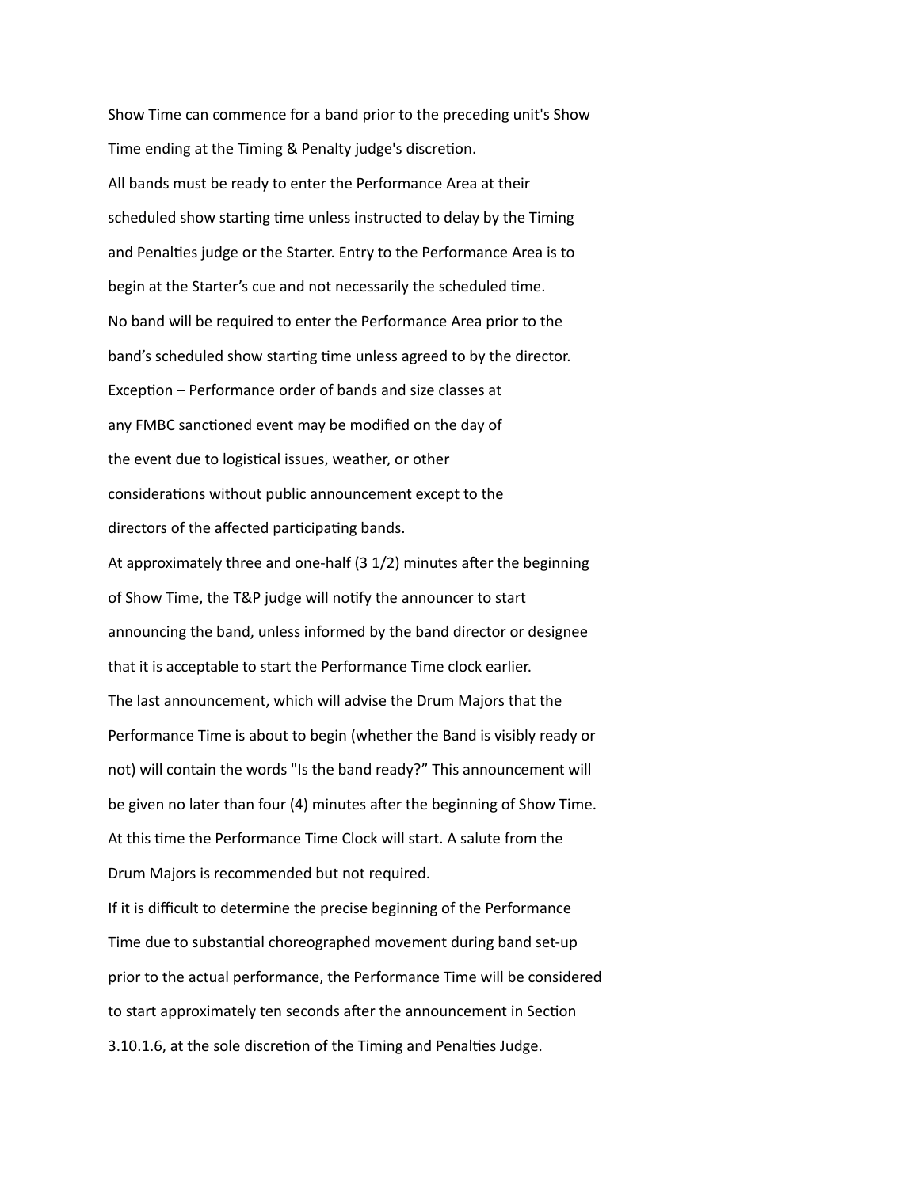Show Time can commence for a band prior to the preceding unit's Show Time ending at the Timing & Penalty judge's discretion.

All bands must be ready to enter the Performance Area at their scheduled show starting time unless instructed to delay by the Timing and Penalties judge or the Starter. Entry to the Performance Area is to begin at the Starter's cue and not necessarily the scheduled time.

No band will be required to enter the Performance Area prior to the band's scheduled show starting time unless agreed to by the director.

Exception – Performance order of bands and size classes at any FMBC sanctioned event may be modified on the day of the event due to logistical issues, weather, or other considerations without public announcement except to the directors of the affected participating bands.

At approximately three and one-half (3 1/2) minutes after the beginning of Show Time, the T&P judge will notify the announcer to start announcing the band, unless informed by the band director or designee that it is acceptable to start the Performance Time clock earlier.

The last announcement, which will advise the Drum Majors that the Performance Time is about to begin (whether the Band is visibly ready or not) will contain the words "Is the band ready?" This announcement will be given no later than four (4) minutes after the beginning of Show Time. At this time the Performance Time Clock will start. A salute from the Drum Majors is recommended but not required.

If it is difficult to determine the precise beginning of the Performance Time due to substantial choreographed movement during band set-up prior to the actual performance, the Performance Time will be considered to start approximately ten seconds after the announcement in Section 3.10.1.6, at the sole discretion of the Timing and Penalties Judge.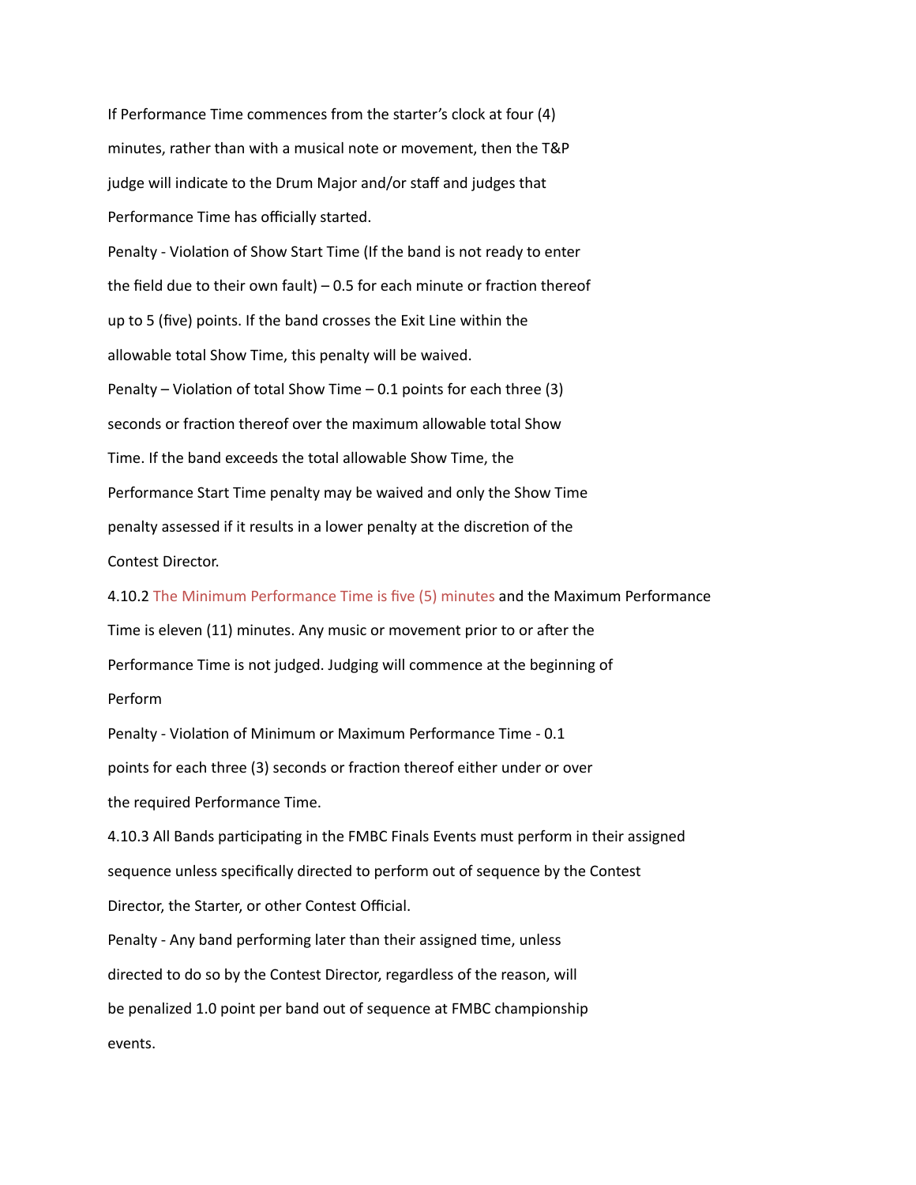If Performance Time commences from the starter's clock at four (4) minutes, rather than with a musical note or movement, then the T&P judge will indicate to the Drum Major and/or staff and judges that Performance Time has officially started.

Penalty - Violation of Show Start Time (If the band is not ready to enter the field due to their own fault) – 0.5 for each minute or fraction thereof up to 5 (five) points. If the band crosses the Exit Line within the allowable total Show Time, this penalty will be waived.

Penalty – Violation of total Show Time – 0.1 points for each three (3) seconds or fraction thereof over the maximum allowable total Show Time. If the band exceeds the total allowable Show Time, the Performance Start Time penalty may be waived and only the Show Time penalty assessed if it results in a lower penalty at the discretion of the Contest Director.

4.10.2 The Minimum Performance Time is five (5) minutes and the Maximum Performance Time is eleven (11) minutes. Any music or movement prior to or after the Performance Time is not judged. Judging will commence at the beginning of Perform

Penalty - Violation of Minimum or Maximum Performance Time - 0.1 points for each three (3) seconds or fraction thereof either under or over the required Performance Time.

4.10.3 All Bands participating in the FMBC Finals Events must perform in their assigned sequence unless specifically directed to perform out of sequence by the Contest Director, the Starter, or other Contest Official.

Penalty - Any band performing later than their assigned time, unless directed to do so by the Contest Director, regardless of the reason, will be penalized 1.0 point per band out of sequence at FMBC championship events.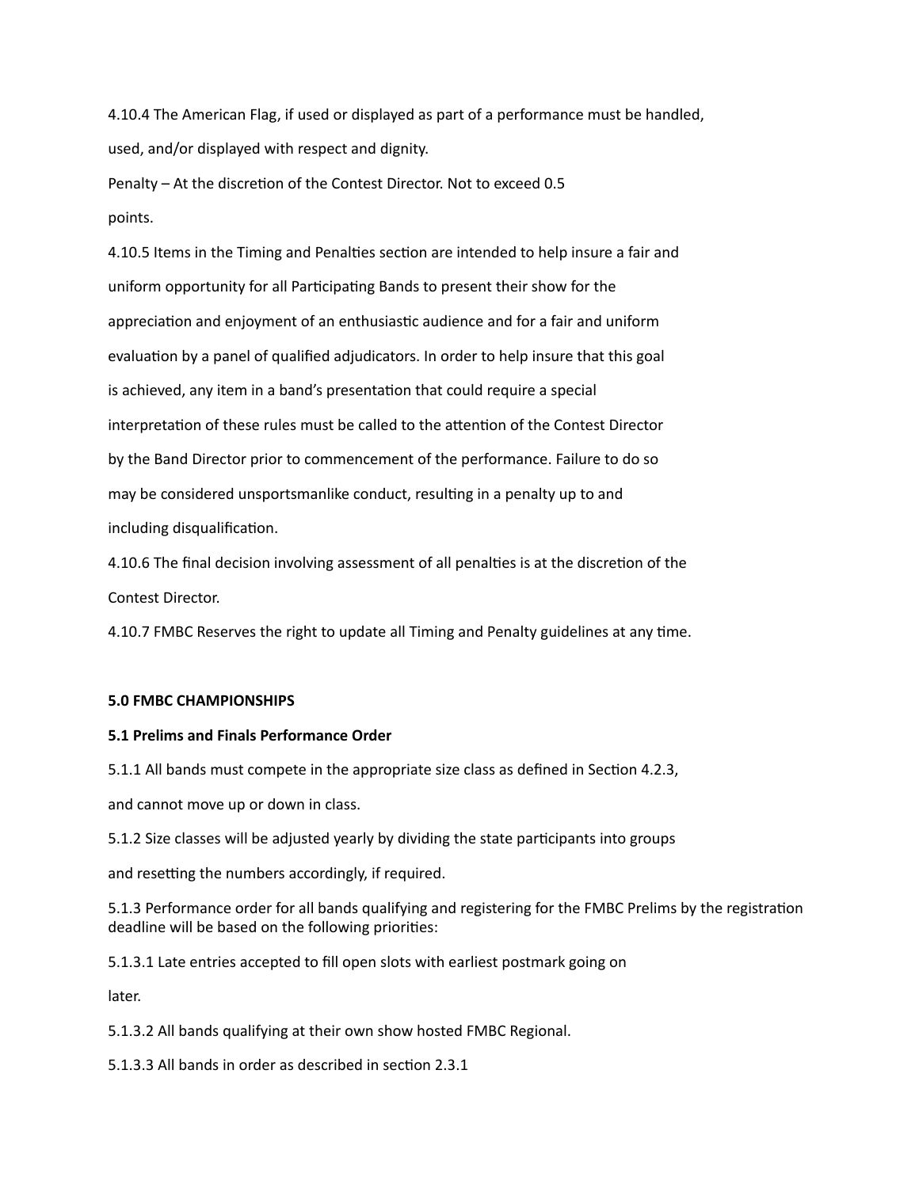4.10.4 The American Flag, if used or displayed as part of a performance must be handled, used, and/or displayed with respect and dignity.

Penalty – At the discretion of the Contest Director. Not to exceed 0.5 points.

4.10.5 Items in the Timing and Penalties section are intended to help insure a fair and uniform opportunity for all Participating Bands to present their show for the appreciation and enjoyment of an enthusiastic audience and for a fair and uniform evaluation by a panel of qualified adjudicators. In order to help insure that this goal is achieved, any item in a band's presentation that could require a special interpretation of these rules must be called to the attention of the Contest Director by the Band Director prior to commencement of the performance. Failure to do so may be considered unsportsmanlike conduct, resulting in a penalty up to and including disqualification.

4.10.6 The final decision involving assessment of all penalties is at the discretion of the Contest Director.

4.10.7 FMBC Reserves the right to update all Timing and Penalty guidelines at any time.

## 5.0 FMBC CHAMPIONSHIPS

### 5.1 Prelims and Finals Performance Order

5.1.1 All bands must compete in the appropriate size class as defined in Section 4.2.3, and cannot move up or down in class.

5.1.2 Size classes will be adjusted yearly by dividing the state participants into groups and resetting the numbers accordingly, if required.

5.1.3 Performance order for all bands qualifying and registering for the FMBC Prelims by the registration deadline will be based on the following priorities:

5.1.3.1 Late entries accepted to fill open slots with earliest postmark going on later.

5.1.3.2 All bands qualifying at their own show hosted FMBC Regional.

5.1.3.3 All bands in order as described in section 2.3.1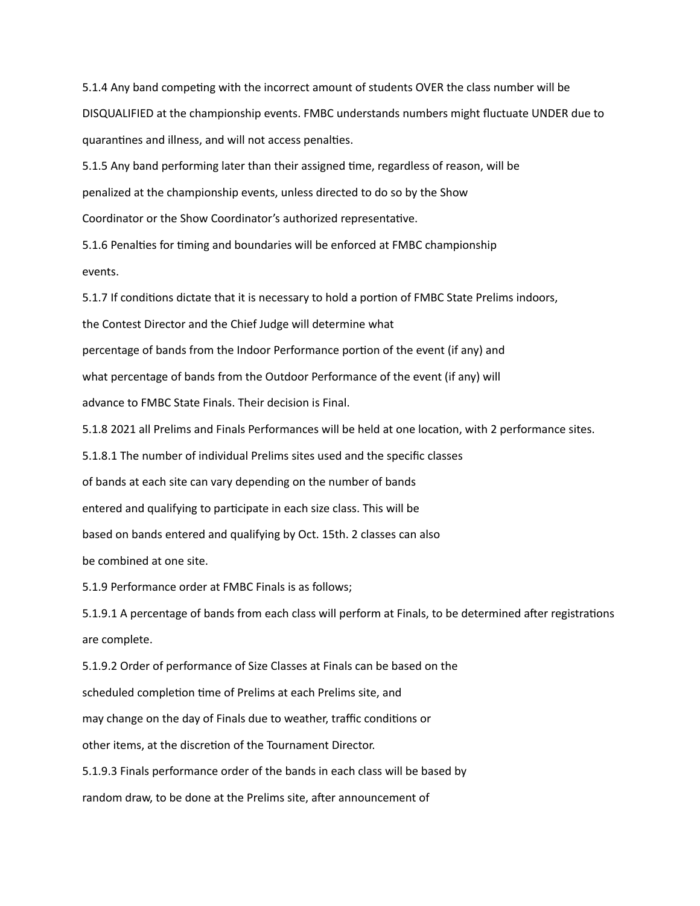5.1.4 Any band competing with the incorrect amount of students OVER the class number will be DISQUALIFIED at the championship events. FMBC understands numbers might fluctuate UNDER due to quarantines and illness, and will not access penalties.

5.1.5 Any band performing later than their assigned time, regardless of reason, will be penalized at the championship events, unless directed to do so by the Show Coordinator or the Show Coordinator's authorized representative.

5.1.6 Penalties for timing and boundaries will be enforced at FMBC championship events.

5.1.7 If conditions dictate that it is necessary to hold a portion of FMBC State Prelims indoors, the Contest Director and the Chief Judge will determine what percentage of bands from the Indoor Performance portion of the event (if any) and what percentage of bands from the Outdoor Performance of the event (if any) will advance to FMBC State Finals. Their decision is Final.

5.1.8 2021 all Prelims and Finals Performances will be held at one location, with 2 performance sites.

5.1.8.1 The number of individual Prelims sites used and the specific classes of bands at each site can vary depending on the number of bands entered and qualifying to participate in each size class. This will be based on bands entered and qualifying by Oct. 15th. 2 classes can also be combined at one site.

5.1.9 Performance order at FMBC Finals is as follows;

5.1.9.1 A percentage of bands from each class will perform at Finals, to be determined after registrations are complete.

5.1.9.2 Order of performance of Size Classes at Finals can be based on the scheduled completion time of Prelims at each Prelims site, and may change on the day of Finals due to weather, traffic conditions or other items, at the discretion of the Tournament Director.

5.1.9.3 Finals performance order of the bands in each class will be based by random draw, to be done at the Prelims site, after announcement of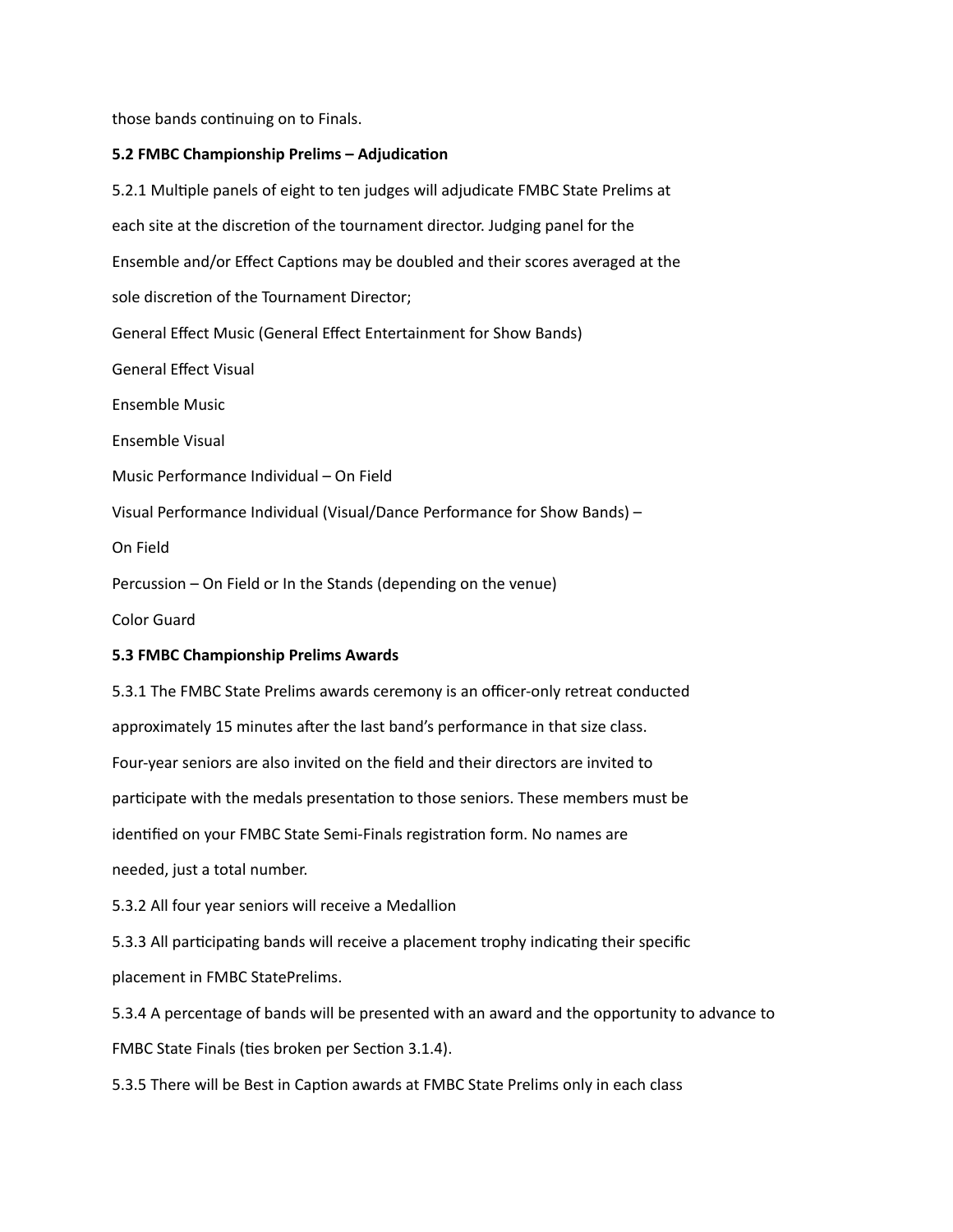those bands continuing on to Finals.

**5.2 FMBC Championship Prelims – Adjudication**

5.2.1 Multiple panels of eight to ten judges will adjudicate FMBC State Prelims at each site at the discretion of the tournament director. Judging panel for the Ensemble and/or Effect Captions may be doubled and their scores averaged at the sole discretion of the Tournament Director;

General Effect Music (General Effect Entertainment for Show Bands)

General Effect Visual

Ensemble Music

Ensemble Visual

Music Performance Individual – On Field

Visual Performance Individual (Visual/Dance Performance for Show Bands) – On Field

Percussion – On Field or In the Stands (depending on the venue)

Color Guard

**5.3 FMBC Championship Prelims Awards**

5.3.1 The FMBC State Prelims awards ceremony is an officer-only retreat conducted approximately 15 minutes after the last band's performance in that size class. Four-year seniors are also invited on the field and their directors are invited to participate with the medals presentation to those seniors. These members must be identified on your FMBC State Semi-Finals registration form. No names are needed, just a total number.

5.3.2 All four year seniors will receive a Medallion

5.3.3 All participating bands will receive a placement trophy indicating their specific placement in FMBC StatePrelims.

5.3.4 A percentage of bands will be presented with an award and the opportunity to advance to FMBC State Finals (ties broken per Section 3.1.4).

5.3.5 There will be Best in Caption awards at FMBC State Prelims only in each class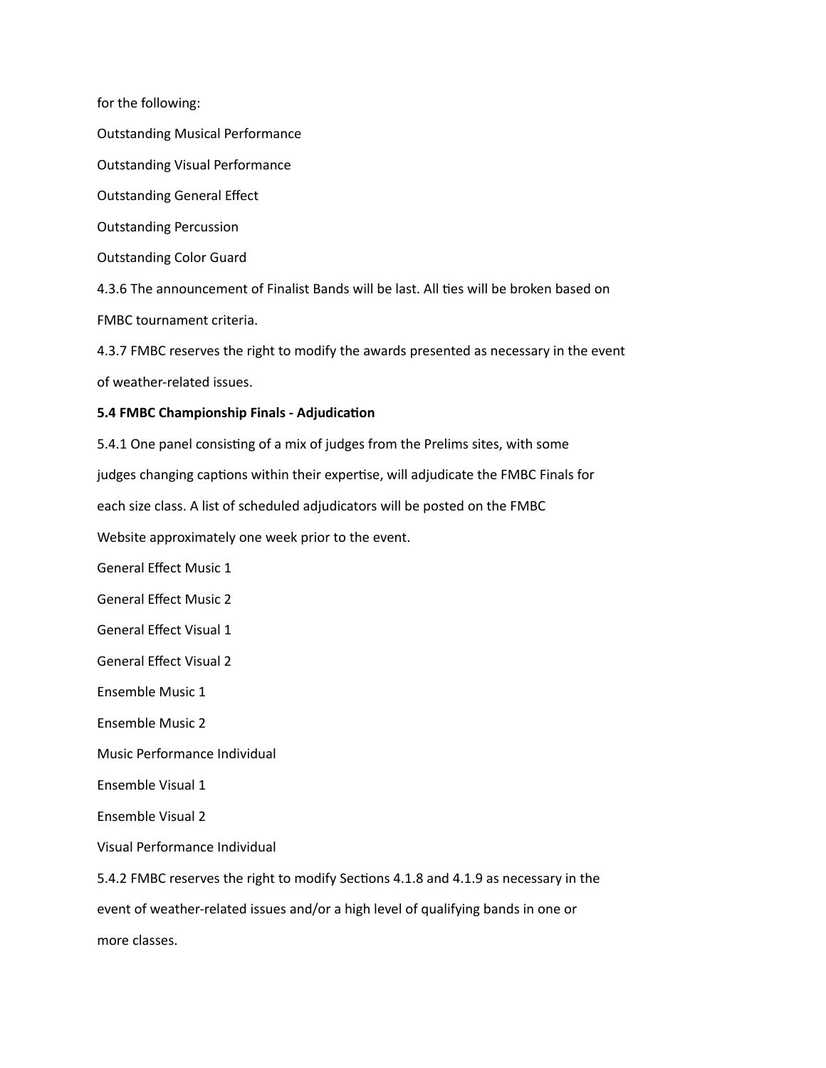for the following:

Outstanding Musical Performance

Outstanding Visual Performance

Outstanding General Effect

Outstanding Percussion

Outstanding Color Guard

4.3.6 The announcement of Finalist Bands will be last. All ties will be broken based on FMBC tournament criteria.

4.3.7 FMBC reserves the right to modify the awards presented as necessary in the event of weather-related issues.

**5.4 FMBC Championship Finals - Adjudication**

5.4.1 One panel consisting of a mix of judges from the Prelims sites, with some judges changing captions within their expertise, will adjudicate the FMBC Finals for each size class. A list of scheduled adjudicators will be posted on the FMBC Website approximately one week prior to the event.

General Effect Music 1

General Effect Music 2

General Effect Visual 1

General Effect Visual 2

Ensemble Music 1

Ensemble Music 2

Music Performance Individual

Ensemble Visual 1

Ensemble Visual 2

Visual Performance Individual

5.4.2 FMBC reserves the right to modify Sections 4.1.8 and 4.1.9 as necessary in the event of weather-related issues and/or a high level of qualifying bands in one or more classes.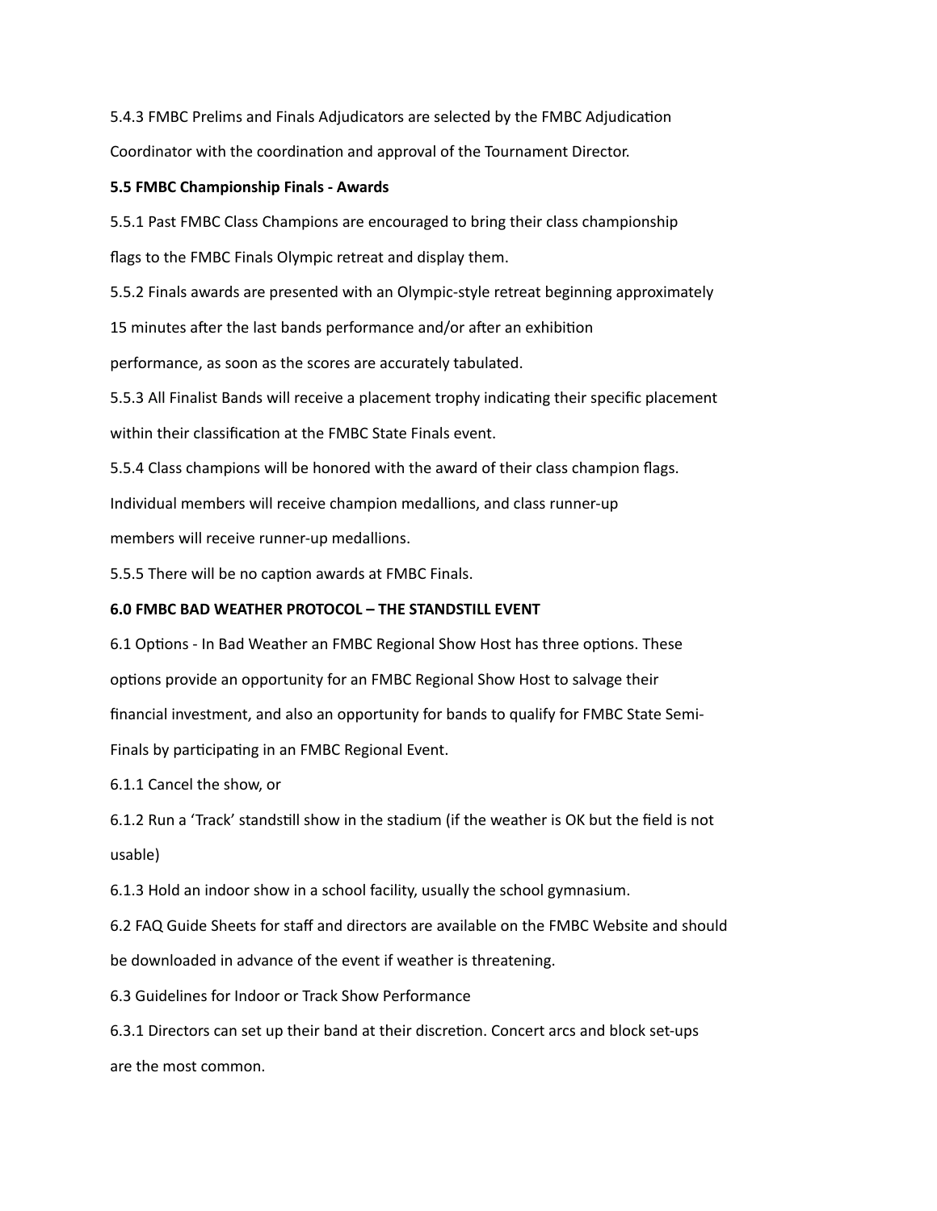5.4.3 FMBC Prelims and Finals Adjudicators are selected by the FMBC Adjudication Coordinator with the coordination and approval of the Tournament Director.

**5.5 FMBC Championship Finals - Awards**

5.5.1 Past FMBC Class Champions are encouraged to bring their class championship flags to the FMBC Finals Olympic retreat and display them.

5.5.2 Finals awards are presented with an Olympic-style retreat beginning approximately 15 minutes after the last bands performance and/or after an exhibition performance, as soon as the scores are accurately tabulated.

5.5.3 All Finalist Bands will receive a placement trophy indicating their specific placement within their classification at the FMBC State Finals event.

5.5.4 Class champions will be honored with the award of their class champion flags. Individual members will receive champion medallions, and class runner-up members will receive runner-up medallions.

5.5.5 There will be no caption awards at FMBC Finals.

**6.0 FMBC BAD WEATHER PROTOCOL – THE STANDSTILL EVENT**

6.1 Options - In Bad Weather an FMBC Regional Show Host has three options. These options provide an opportunity for an FMBC Regional Show Host to salvage their financial investment, and also an opportunity for bands to qualify for FMBC State Semi-Finals by participating in an FMBC Regional Event.

6.1.1 Cancel the show, or

6.1.2 Run a 'Track' standstill show in the stadium (if the weather is OK but the field is not usable)

6.1.3 Hold an indoor show in a school facility, usually the school gymnasium.

6.2 FAQ Guide Sheets for staff and directors are available on the FMBC Website and should be downloaded in advance of the event if weather is threatening.

6.3 Guidelines for Indoor or Track Show Performance

6.3.1 Directors can set up their band at their discretion. Concert arcs and block set-ups are the most common.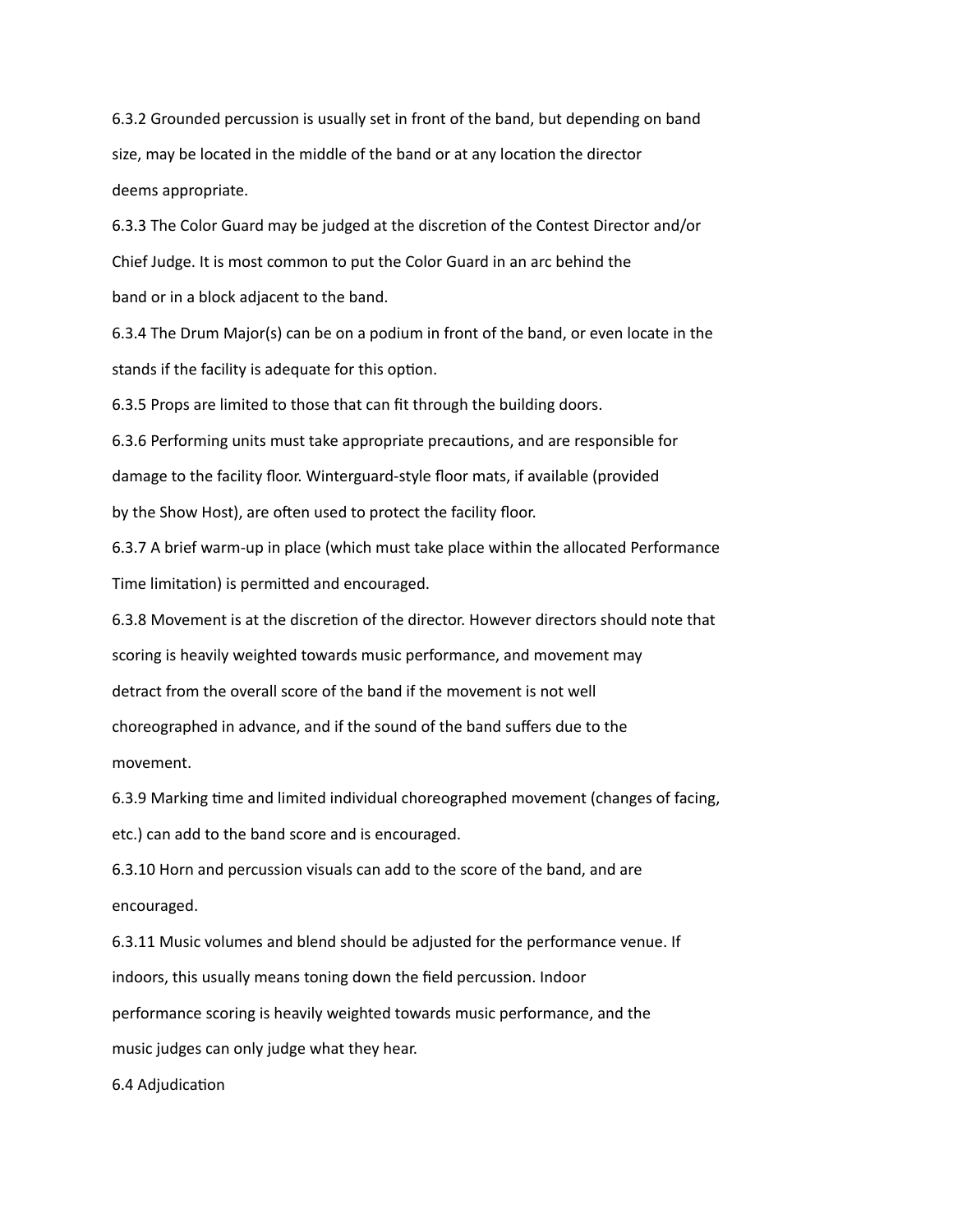6.3.2 Grounded percussion is usually set in front of the band, but depending on band size, may be located in the middle of the band or at any location the director deems appropriate.

6.3.3 The Color Guard may be judged at the discretion of the Contest Director and/or Chief Judge. It is most common to put the Color Guard in an arc behind the band or in a block adjacent to the band.

6.3.4 The Drum Major(s) can be on a podium in front of the band, or even locate in the stands if the facility is adequate for this option.

6.3.5 Props are limited to those that can fit through the building doors.

6.3.6 Performing units must take appropriate precautions, and are responsible for damage to the facility floor. Winterguard-style floor mats, if available (provided by the Show Host), are often used to protect the facility floor.

6.3.7 A brief warm-up in place (which must take place within the allocated Performance Time limitation) is permitted and encouraged.

6.3.8 Movement is at the discretion of the director. However directors should note that scoring is heavily weighted towards music performance, and movement may detract from the overall score of the band if the movement is not well choreographed in advance, and if the sound of the band suffers due to the movement.

6.3.9 Marking time and limited individual choreographed movement (changes of facing, etc.) can add to the band score and is encouraged.

6.3.10 Horn and percussion visuals can add to the score of the band, and are encouraged.

6.3.11 Music volumes and blend should be adjusted for the performance venue. If indoors, this usually means toning down the field percussion. Indoor performance scoring is heavily weighted towards music performance, and the music judges can only judge what they hear.

6.4 Adjudication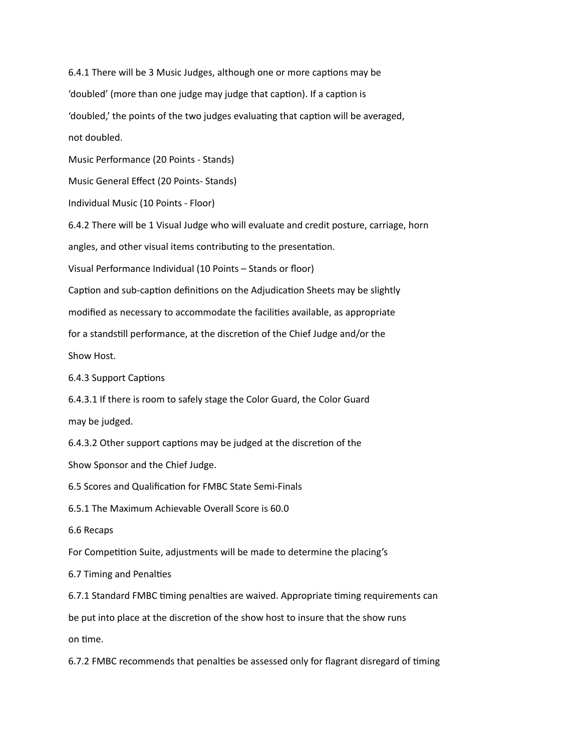6.4.1 There will be 3 Music Judges, although one or more captions may be 'doubled' (more than one judge may judge that caption). If a caption is 'doubled,' the points of the two judges evaluating that caption will be averaged, not doubled.

Music Performance (20 Points - Stands)

Music General Effect (20 Points- Stands)

Individual Music (10 Points - Floor)

6.4.2 There will be 1 Visual Judge who will evaluate and credit posture, carriage, horn angles, and other visual items contributing to the presentation.

Visual Performance Individual (10 Points – Stands or floor)

Caption and sub-caption definitions on the Adjudication Sheets may be slightly modified as necessary to accommodate the facilities available, as appropriate for a standstill performance, at the discretion of the Chief Judge and/or the Show Host.

6.4.3 Support Captions

6.4.3.1 If there is room to safely stage the Color Guard, the Color Guard may be judged.

6.4.3.2 Other support captions may be judged at the discretion of the Show Sponsor and the Chief Judge.

6.5 Scores and Qualification for FMBC State Semi-Finals

6.5.1 The Maximum Achievable Overall Score is 60.0

6.6 Recaps

For Competition Suite, adjustments will be made to determine the placing's

6.7 Timing and Penalties

6.7.1 Standard FMBC timing penalties are waived. Appropriate timing requirements can be put into place at the discretion of the show host to insure that the show runs on time.

6.7.2 FMBC recommends that penalties be assessed only for flagrant disregard of timing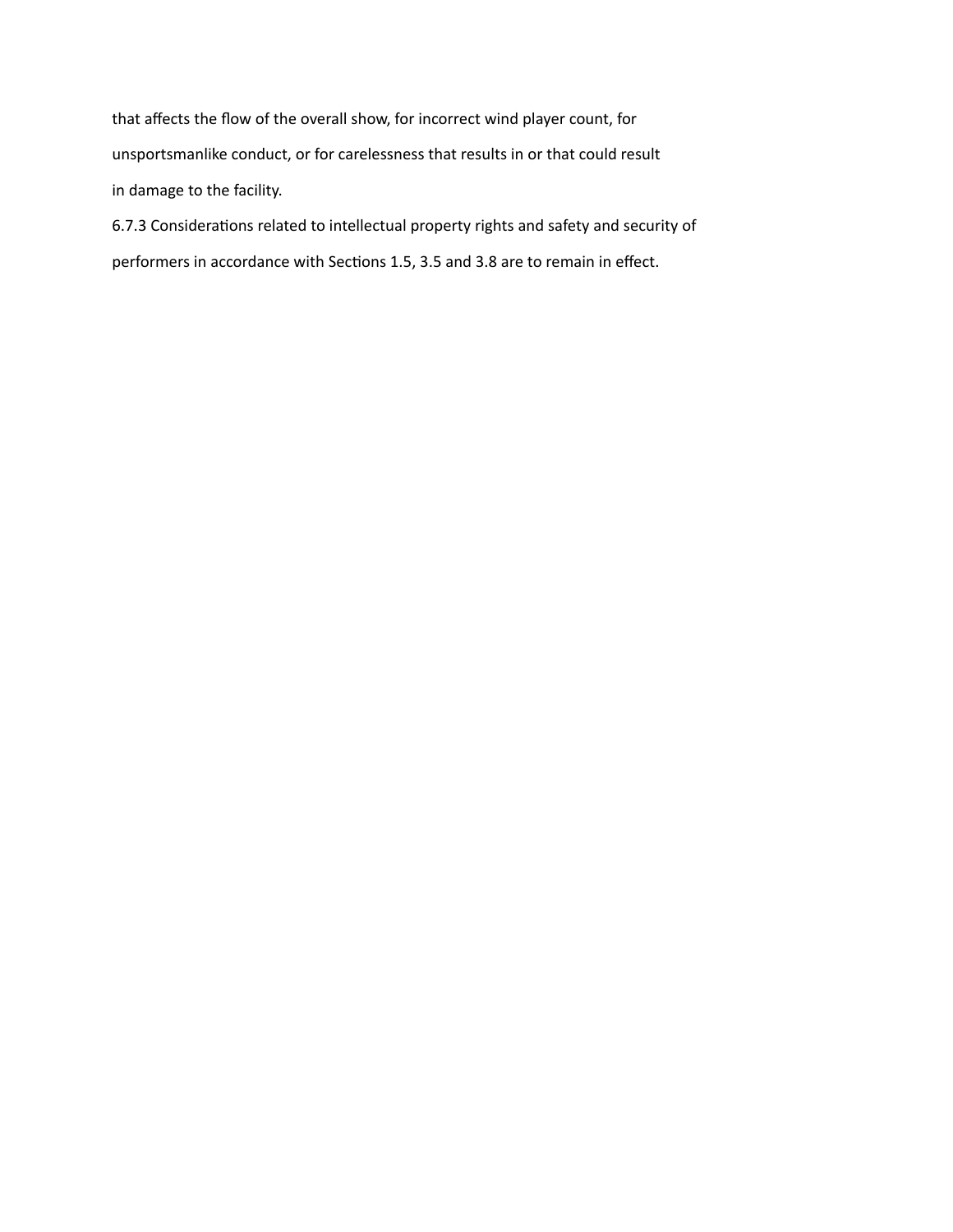that affects the flow of the overall show, for incorrect wind player count, for unsportsmanlike conduct, or for carelessness that results in or that could result in damage to the facility.

6.7.3 Considerations related to intellectual property rights and safety and security of performers in accordance with Sections 1.5, 3.5 and 3.8 are to remain in effect.